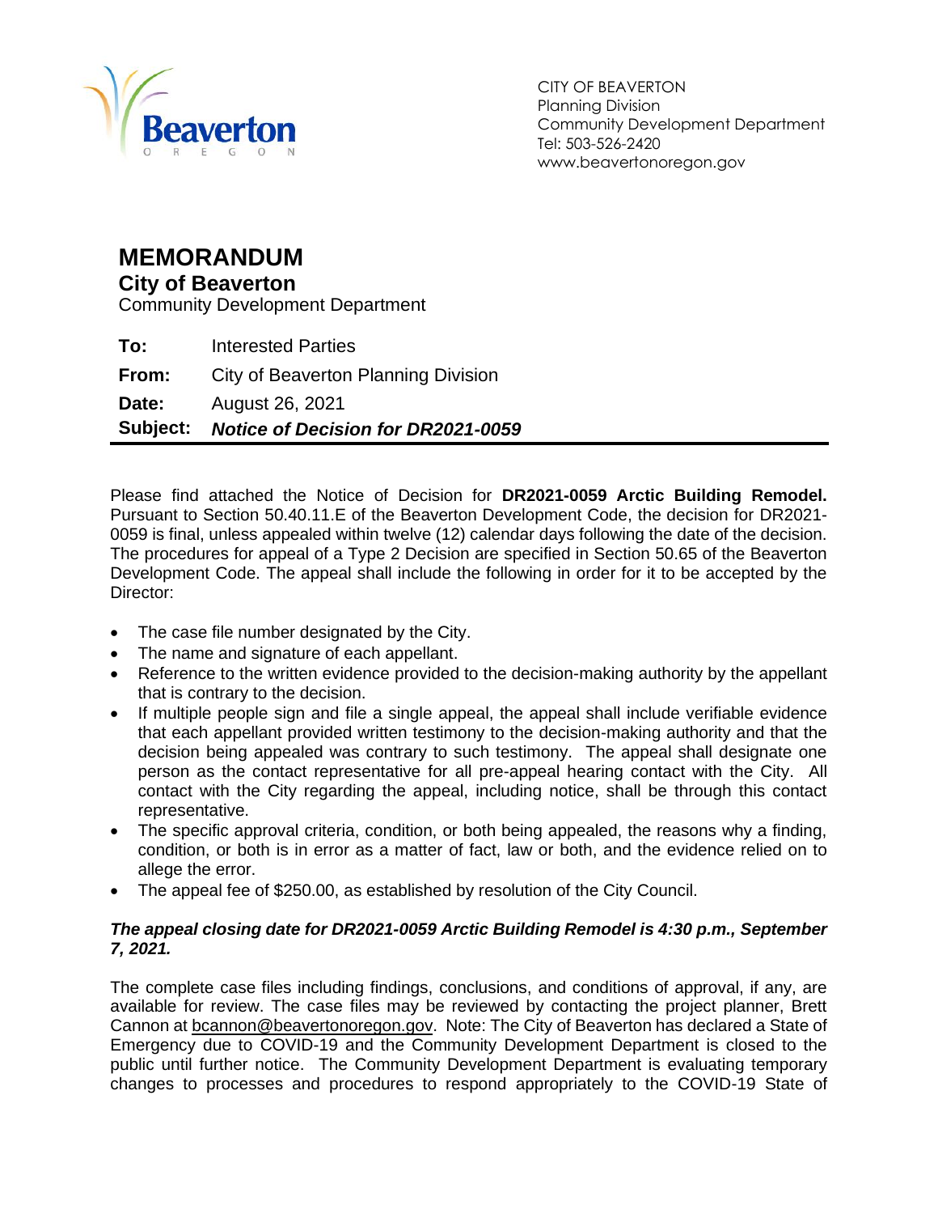Beaverton
OREGON

CITY OF BEAVERTON
Planning Division
Community Development Department
Tel: 503-526-2420
www.beavertonoregon.gov

# MEMORANDUM

## City of Beaverton

Community Development Department

**To:** Interested Parties

**From:** City of Beaverton Planning Division

**Date:** August 26, 2021

**Subject:** ***Notice of Decision for DR2021-0059***

---

Please find attached the Notice of Decision for **DR2021-0059 Arctic Building Remodel.** Pursuant to Section 50.40.11.E of the Beaverton Development Code, the decision for DR2021-0059 is final, unless appealed within twelve (12) calendar days following the date of the decision. The procedures for appeal of a Type 2 Decision are specified in Section 50.65 of the Beaverton Development Code. The appeal shall include the following in order for it to be accepted by the Director:

- The case file number designated by the City.
- The name and signature of each appellant.
- Reference to the written evidence provided to the decision-making authority by the appellant that is contrary to the decision.
- If multiple people sign and file a single appeal, the appeal shall include verifiable evidence that each appellant provided written testimony to the decision-making authority and that the decision being appealed was contrary to such testimony. The appeal shall designate one person as the contact representative for all pre-appeal hearing contact with the City. All contact with the City regarding the appeal, including notice, shall be through this contact representative.
- The specific approval criteria, condition, or both being appealed, the reasons why a finding, condition, or both is in error as a matter of fact, law or both, and the evidence relied on to allege the error.
- The appeal fee of $250.00, as established by resolution of the City Council.

***The appeal closing date for DR2021-0059 Arctic Building Remodel is 4:30 p.m., September 7, 2021.***

The complete case files including findings, conclusions, and conditions of approval, if any, are available for review. The case files may be reviewed by contacting the project planner, Brett Cannon at bcannon@beavertonoregon.gov. Note: The City of Beaverton has declared a State of Emergency due to COVID-19 and the Community Development Department is closed to the public until further notice. The Community Development Department is evaluating temporary changes to processes and procedures to respond appropriately to the COVID-19 State of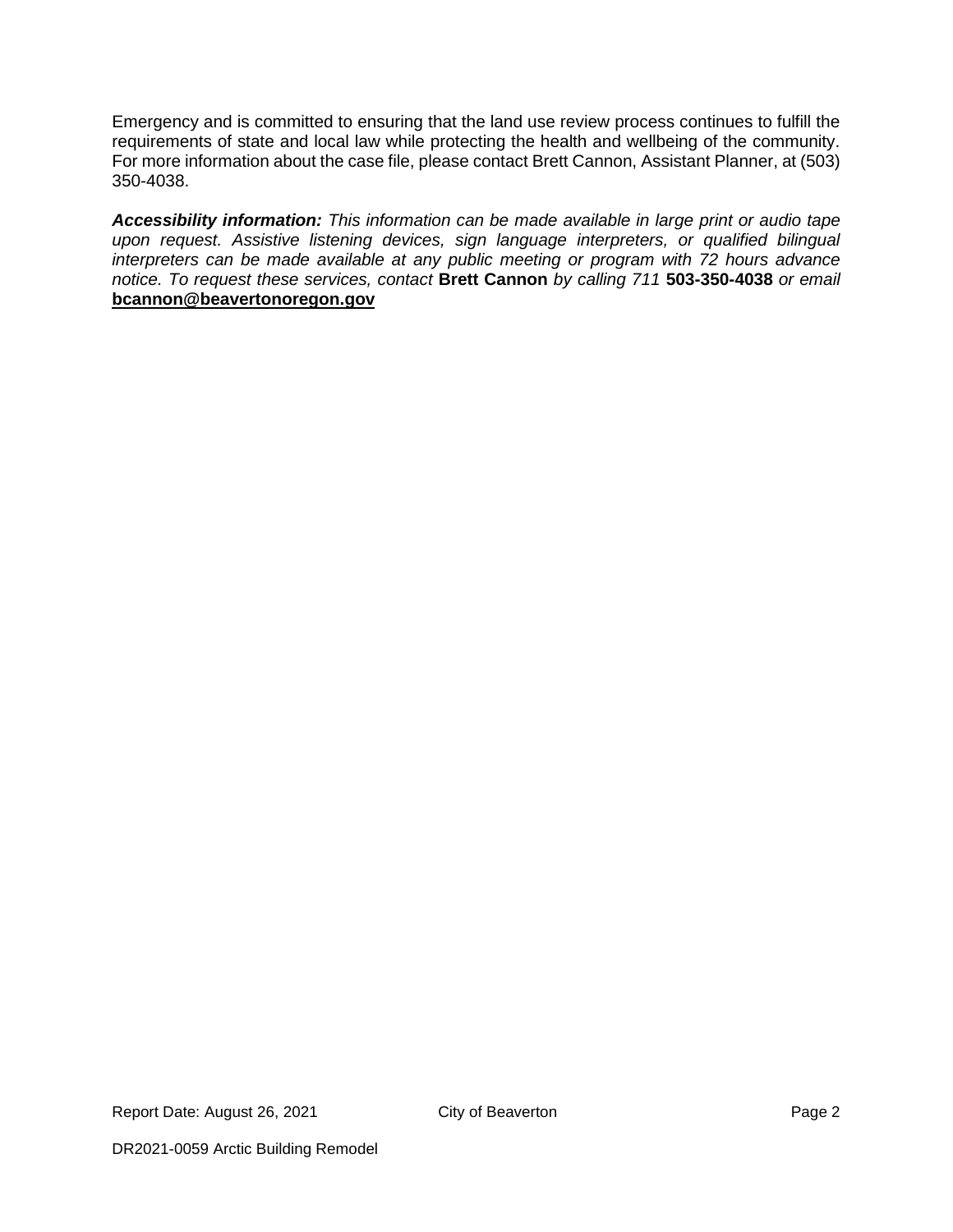Emergency and is committed to ensuring that the land use review process continues to fulfill the requirements of state and local law while protecting the health and wellbeing of the community. For more information about the case file, please contact Brett Cannon, Assistant Planner, at (503) 350-4038.

***Accessibility information:*** *This information can be made available in large print or audio tape upon request. Assistive listening devices, sign language interpreters, or qualified bilingual interpreters can be made available at any public meeting or program with 72 hours advance notice. To request these services, contact* **Brett Cannon** *by calling 711* **503-350-4038** *or email* **bcannon@beavertonoregon.gov**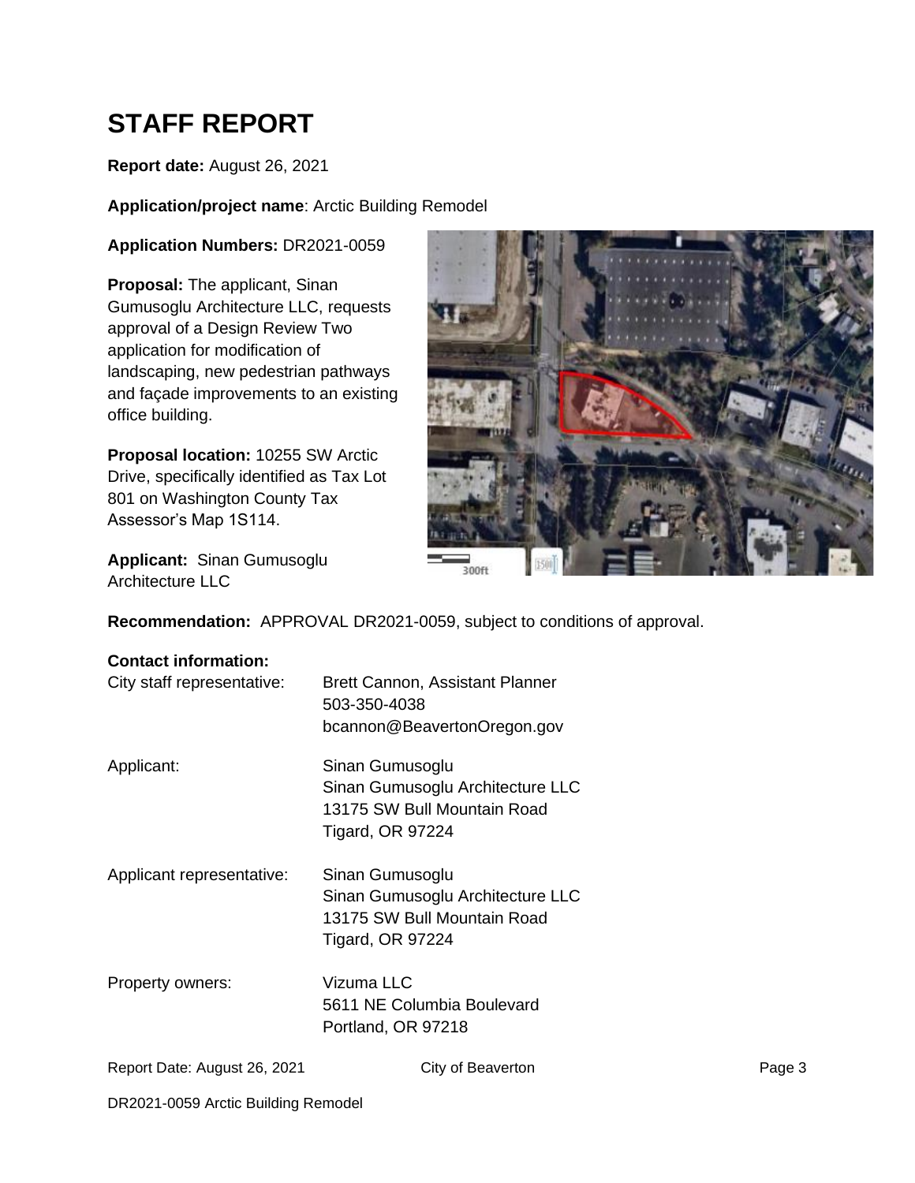# STAFF REPORT

**Report date:** August 26, 2021

**Application/project name**: Arctic Building Remodel

**Application Numbers:** DR2021-0059

**Proposal:** The applicant, Sinan Gumusoglu Architecture LLC, requests approval of a Design Review Two application for modification of landscaping, new pedestrian pathways and façade improvements to an existing office building.

**Proposal location:** 10255 SW Arctic Drive, specifically identified as Tax Lot 801 on Washington County Tax Assessor's Map 1S114.

**Applicant:** Sinan Gumusoglu Architecture LLC

**Recommendation:** APPROVAL DR2021-0059, subject to conditions of approval.

**Contact information:**

| | |
|---|---|
| City staff representative: | Brett Cannon, Assistant Planner<br>503-350-4038<br>bcannon@BeavertonOregon.gov |
| Applicant: | Sinan Gumusoglu<br>Sinan Gumusoglu Architecture LLC<br>13175 SW Bull Mountain Road<br>Tigard, OR 97224 |
| Applicant representative: | Sinan Gumusoglu<br>Sinan Gumusoglu Architecture LLC<br>13175 SW Bull Mountain Road<br>Tigard, OR 97224 |
| Property owners: | Vizuma LLC<br>5611 NE Columbia Boulevard<br>Portland, OR 97218 |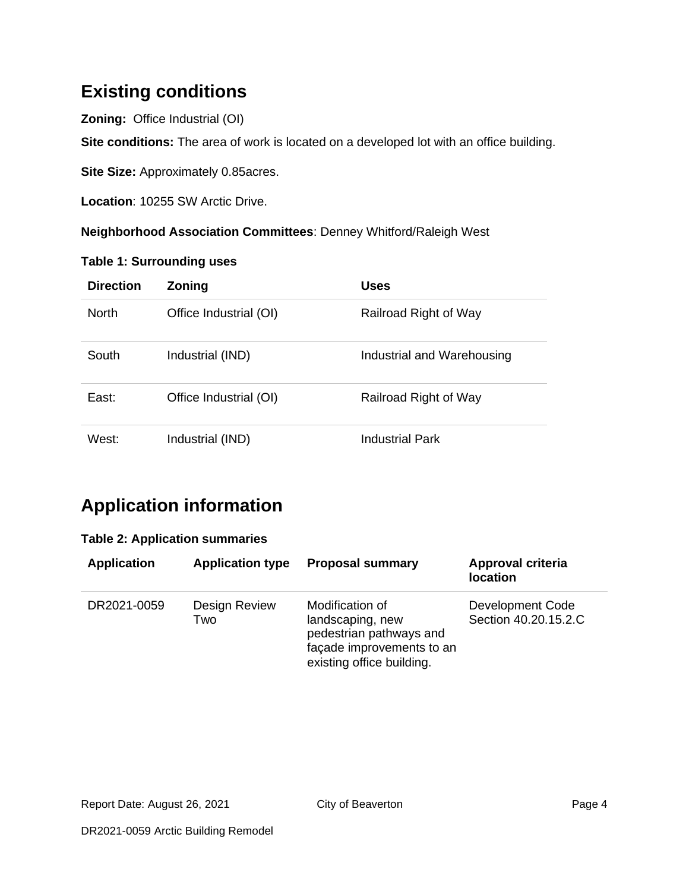## Existing conditions

**Zoning:** Office Industrial (OI)

**Site conditions:** The area of work is located on a developed lot with an office building.

**Site Size:** Approximately 0.85acres.

**Location**: 10255 SW Arctic Drive.

**Neighborhood Association Committees**: Denney Whitford/Raleigh West

**Table 1: Surrounding uses**

| Direction | Zoning | Uses |
| --- | --- | --- |
| North | Office Industrial (OI) | Railroad Right of Way |
| South | Industrial (IND) | Industrial and Warehousing |
| East: | Office Industrial (OI) | Railroad Right of Way |
| West: | Industrial (IND) | Industrial Park |

## Application information

**Table 2: Application summaries**

| Application | Application type | Proposal summary | Approval criteria location |
| --- | --- | --- | --- |
| DR2021-0059 | Design Review Two | Modification of landscaping, new pedestrian pathways and façade improvements to an existing office building. | Development Code Section 40.20.15.2.C |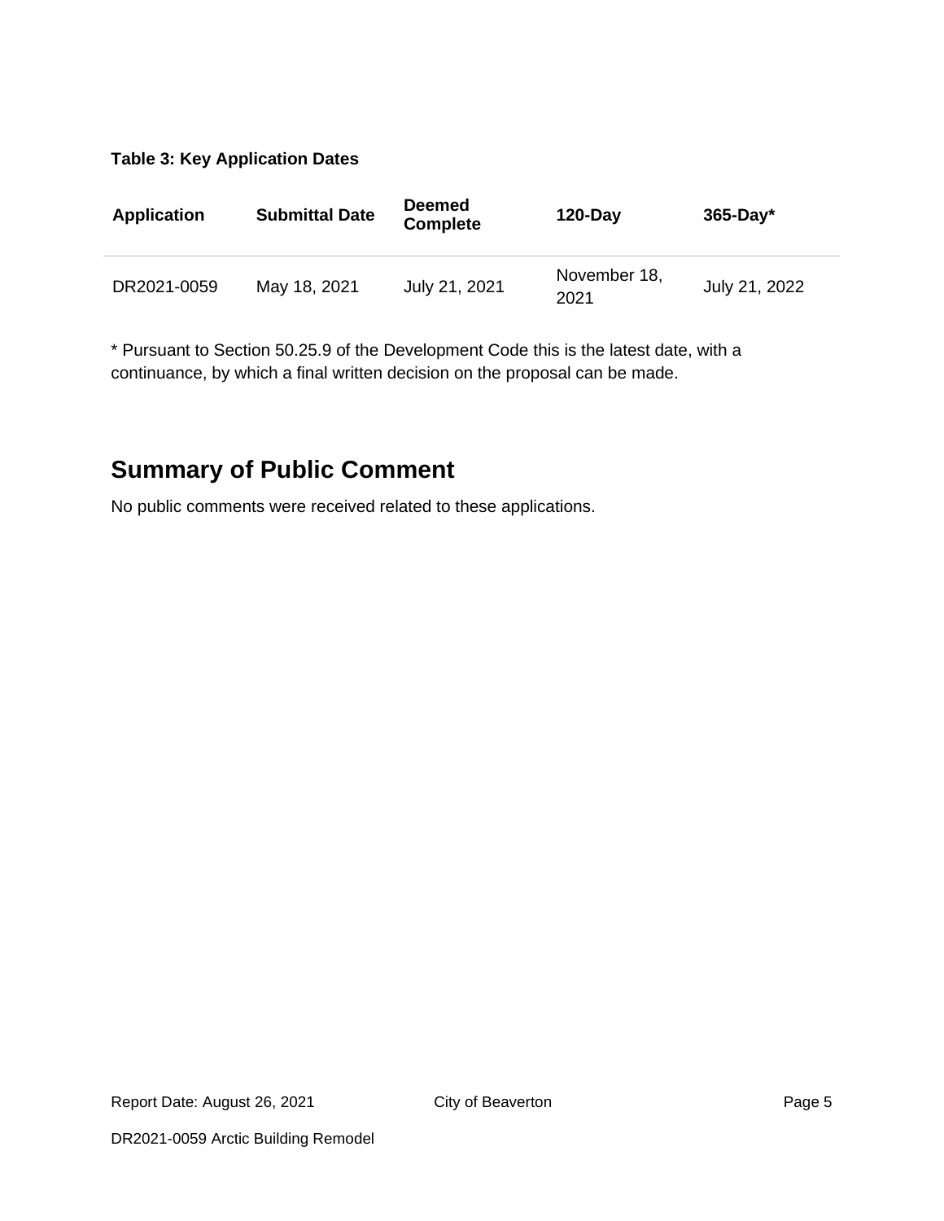**Table 3: Key Application Dates**

| Application | Submittal Date | Deemed Complete | 120-Day | 365-Day* |
|---|---|---|---|---|
| DR2021-0059 | May 18, 2021 | July 21, 2021 | November 18, 2021 | July 21, 2022 |

* Pursuant to Section 50.25.9 of the Development Code this is the latest date, with a continuance, by which a final written decision on the proposal can be made.

## Summary of Public Comment

No public comments were received related to these applications.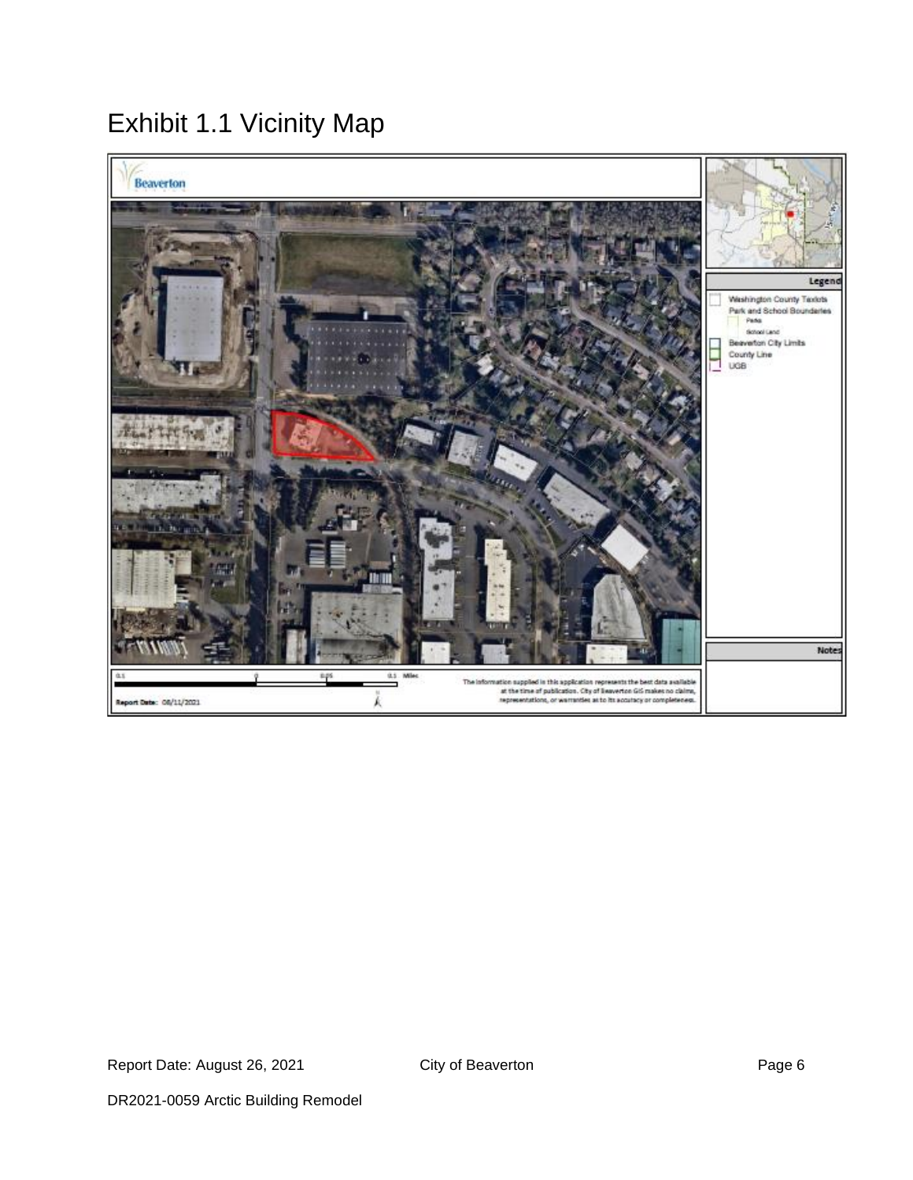# Exhibit 1.1 Vicinity Map

Beaverton

Legend

Washington County Taxlots
Park and School Boundaries
Parks
School Land
Beaverton City Limits
County Line
UGB

Notes

0.1 0 0.05 0.1 Miles

Report Date: 08/11/2021

The information supplied in this application represents the best data available at the time of publication. City of Beaverton GIS makes no claims, representations, or warranties as to its accuracy or completeness.

DR2021-0059 Arctic Building Remodel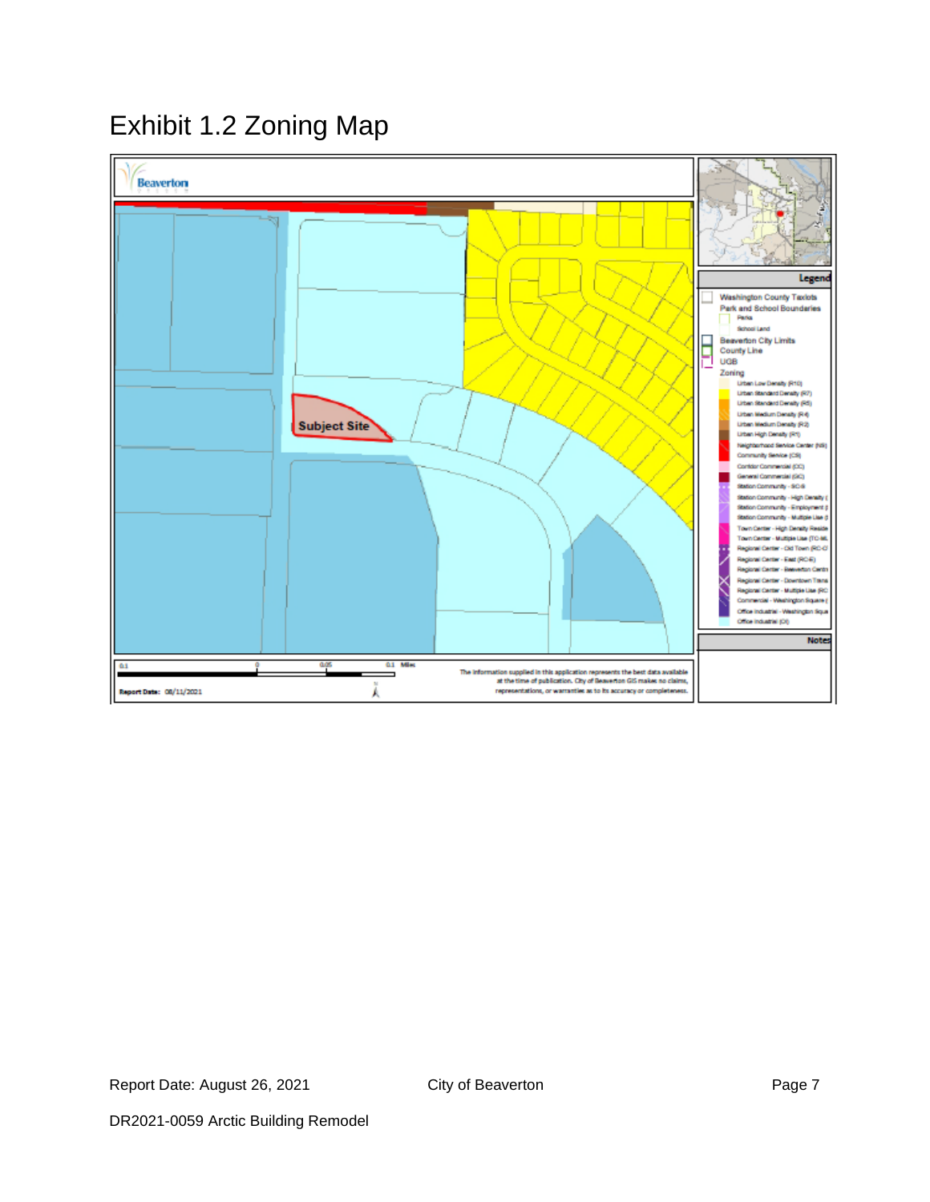# Exhibit 1.2 Zoning Map

Beaverton

Subject Site

Legend

Washington County Taxlots

Park and School Boundaries

Parks

School Land

Beaverton City Limits

County Line

UGB

Zoning

Urban Low Density (R10)

Urban Standard Density (R7)

Urban Standard Density (R5)

Urban Medium Density (R4)

Urban Medium Density (R2)

Urban High Density (R1)

Neighborhood Service Center (NS)

Community Service (CS)

Corridor Commercial (CC)

General Commercial (GC)

Station Community - SC-S

Station Community - High Density (

Station Community - Employment (

Station Community - Multiple Use (

Town Center - High Density Reside

Town Center - Multiple Use (TC-ML

Regional Center - Old Town (RC-O

Regional Center - East (RC-E)

Regional Center - Beaverton Centr

Regional Center - Downtown Trans

Regional Center - Multiple Use (RC

Commercial - Washington Square (

Office Industrial - Washington Squa

Office Industrial (OI)

Notes

0.1 0 0.05 0.1 Miles

Report Date: 08/11/2021

The information supplied in this application represents the best data available at the time of publication. City of Beaverton GIS makes no claims, representations, or warranties as to its accuracy or completeness.

Report Date: August 26, 2021 City of Beaverton

DR2021-0059 Arctic Building Remodel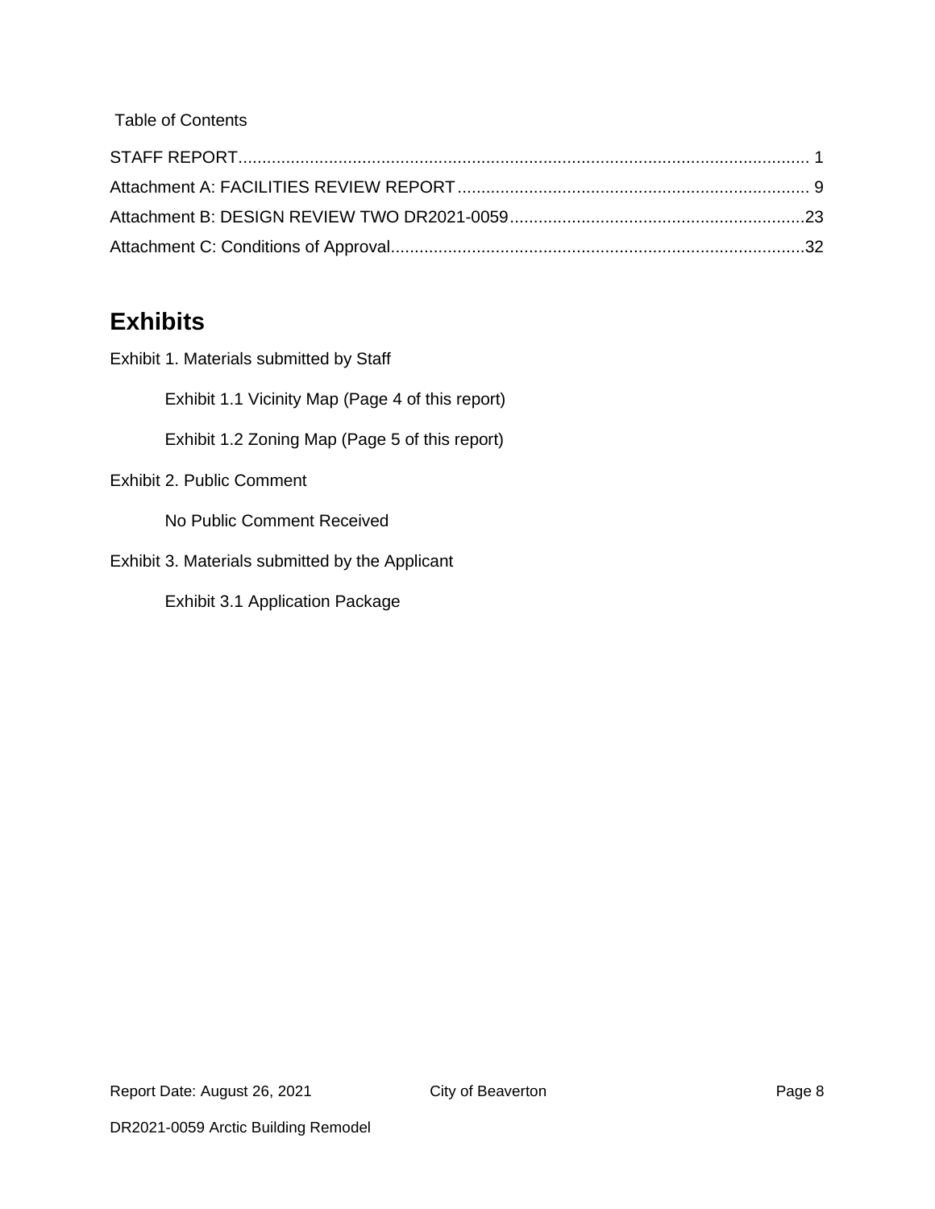Table of Contents

STAFF REPORT........................................................................................................................ 1

Attachment A: FACILITIES REVIEW REPORT.......................................................................... 9

Attachment B: DESIGN REVIEW TWO DR2021-0059..............................................................23

Attachment C: Conditions of Approval.......................................................................................32

## Exhibits

Exhibit 1. Materials submitted by Staff

- Exhibit 1.1 Vicinity Map (Page 4 of this report)
- Exhibit 1.2 Zoning Map (Page 5 of this report)

Exhibit 2. Public Comment

- No Public Comment Received

Exhibit 3. Materials submitted by the Applicant

- Exhibit 3.1 Application Package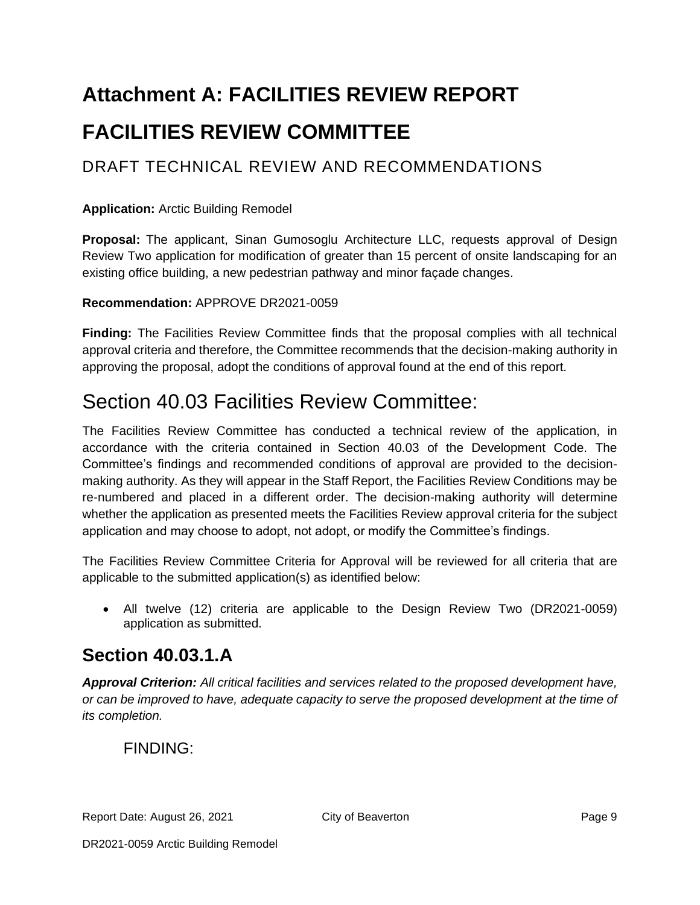# Attachment A: FACILITIES REVIEW REPORT

# FACILITIES REVIEW COMMITTEE

## DRAFT TECHNICAL REVIEW AND RECOMMENDATIONS

**Application:** Arctic Building Remodel

**Proposal:** The applicant, Sinan Gumosoglu Architecture LLC, requests approval of Design Review Two application for modification of greater than 15 percent of onsite landscaping for an existing office building, a new pedestrian pathway and minor façade changes.

**Recommendation:** APPROVE DR2021-0059

**Finding:** The Facilities Review Committee finds that the proposal complies with all technical approval criteria and therefore, the Committee recommends that the decision-making authority in approving the proposal, adopt the conditions of approval found at the end of this report.

# Section 40.03 Facilities Review Committee:

The Facilities Review Committee has conducted a technical review of the application, in accordance with the criteria contained in Section 40.03 of the Development Code. The Committee's findings and recommended conditions of approval are provided to the decision-making authority. As they will appear in the Staff Report, the Facilities Review Conditions may be re-numbered and placed in a different order. The decision-making authority will determine whether the application as presented meets the Facilities Review approval criteria for the subject application and may choose to adopt, not adopt, or modify the Committee's findings.

The Facilities Review Committee Criteria for Approval will be reviewed for all criteria that are applicable to the submitted application(s) as identified below:

- All twelve (12) criteria are applicable to the Design Review Two (DR2021-0059) application as submitted.

## Section 40.03.1.A

***Approval Criterion:*** *All critical facilities and services related to the proposed development have, or can be improved to have, adequate capacity to serve the proposed development at the time of its completion.*

FINDING: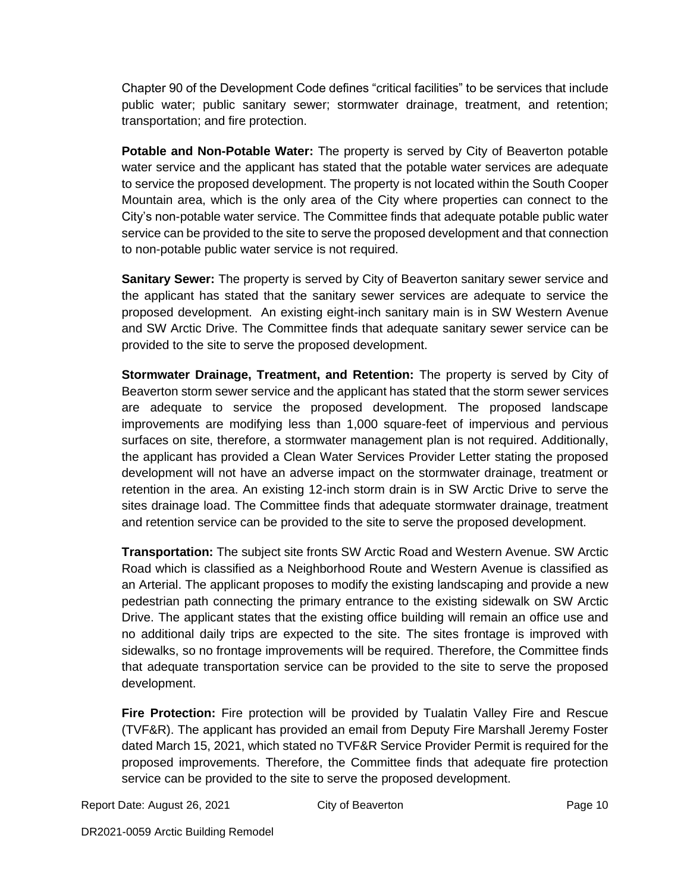Chapter 90 of the Development Code defines "critical facilities" to be services that include public water; public sanitary sewer; stormwater drainage, treatment, and retention; transportation; and fire protection.

**Potable and Non-Potable Water:** The property is served by City of Beaverton potable water service and the applicant has stated that the potable water services are adequate to service the proposed development. The property is not located within the South Cooper Mountain area, which is the only area of the City where properties can connect to the City's non-potable water service. The Committee finds that adequate potable public water service can be provided to the site to serve the proposed development and that connection to non-potable public water service is not required.

**Sanitary Sewer:** The property is served by City of Beaverton sanitary sewer service and the applicant has stated that the sanitary sewer services are adequate to service the proposed development. An existing eight-inch sanitary main is in SW Western Avenue and SW Arctic Drive. The Committee finds that adequate sanitary sewer service can be provided to the site to serve the proposed development.

**Stormwater Drainage, Treatment, and Retention:** The property is served by City of Beaverton storm sewer service and the applicant has stated that the storm sewer services are adequate to service the proposed development. The proposed landscape improvements are modifying less than 1,000 square-feet of impervious and pervious surfaces on site, therefore, a stormwater management plan is not required. Additionally, the applicant has provided a Clean Water Services Provider Letter stating the proposed development will not have an adverse impact on the stormwater drainage, treatment or retention in the area. An existing 12-inch storm drain is in SW Arctic Drive to serve the sites drainage load. The Committee finds that adequate stormwater drainage, treatment and retention service can be provided to the site to serve the proposed development.

**Transportation:** The subject site fronts SW Arctic Road and Western Avenue. SW Arctic Road which is classified as a Neighborhood Route and Western Avenue is classified as an Arterial. The applicant proposes to modify the existing landscaping and provide a new pedestrian path connecting the primary entrance to the existing sidewalk on SW Arctic Drive. The applicant states that the existing office building will remain an office use and no additional daily trips are expected to the site. The sites frontage is improved with sidewalks, so no frontage improvements will be required. Therefore, the Committee finds that adequate transportation service can be provided to the site to serve the proposed development.

**Fire Protection:** Fire protection will be provided by Tualatin Valley Fire and Rescue (TVF&R). The applicant has provided an email from Deputy Fire Marshall Jeremy Foster dated March 15, 2021, which stated no TVF&R Service Provider Permit is required for the proposed improvements. Therefore, the Committee finds that adequate fire protection service can be provided to the site to serve the proposed development.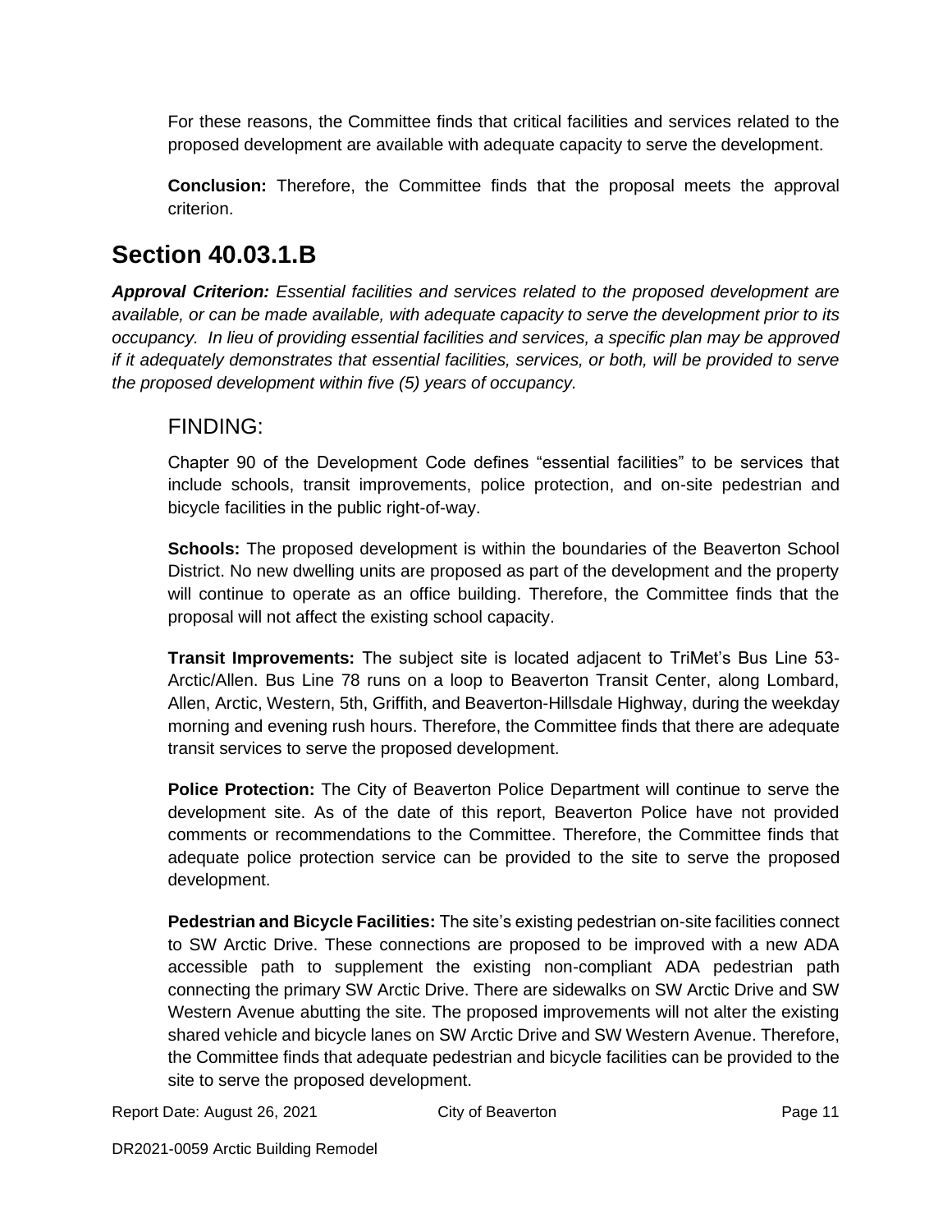For these reasons, the Committee finds that critical facilities and services related to the proposed development are available with adequate capacity to serve the development.

**Conclusion:** Therefore, the Committee finds that the proposal meets the approval criterion.

## Section 40.03.1.B

***Approval Criterion:*** *Essential facilities and services related to the proposed development are available, or can be made available, with adequate capacity to serve the development prior to its occupancy. In lieu of providing essential facilities and services, a specific plan may be approved if it adequately demonstrates that essential facilities, services, or both, will be provided to serve the proposed development within five (5) years of occupancy.*

### FINDING:

Chapter 90 of the Development Code defines "essential facilities" to be services that include schools, transit improvements, police protection, and on-site pedestrian and bicycle facilities in the public right-of-way.

**Schools:** The proposed development is within the boundaries of the Beaverton School District. No new dwelling units are proposed as part of the development and the property will continue to operate as an office building. Therefore, the Committee finds that the proposal will not affect the existing school capacity.

**Transit Improvements:** The subject site is located adjacent to TriMet's Bus Line 53-Arctic/Allen. Bus Line 78 runs on a loop to Beaverton Transit Center, along Lombard, Allen, Arctic, Western, 5th, Griffith, and Beaverton-Hillsdale Highway, during the weekday morning and evening rush hours. Therefore, the Committee finds that there are adequate transit services to serve the proposed development.

**Police Protection:** The City of Beaverton Police Department will continue to serve the development site. As of the date of this report, Beaverton Police have not provided comments or recommendations to the Committee. Therefore, the Committee finds that adequate police protection service can be provided to the site to serve the proposed development.

**Pedestrian and Bicycle Facilities:** The site's existing pedestrian on-site facilities connect to SW Arctic Drive. These connections are proposed to be improved with a new ADA accessible path to supplement the existing non-compliant ADA pedestrian path connecting the primary SW Arctic Drive. There are sidewalks on SW Arctic Drive and SW Western Avenue abutting the site. The proposed improvements will not alter the existing shared vehicle and bicycle lanes on SW Arctic Drive and SW Western Avenue. Therefore, the Committee finds that adequate pedestrian and bicycle facilities can be provided to the site to serve the proposed development.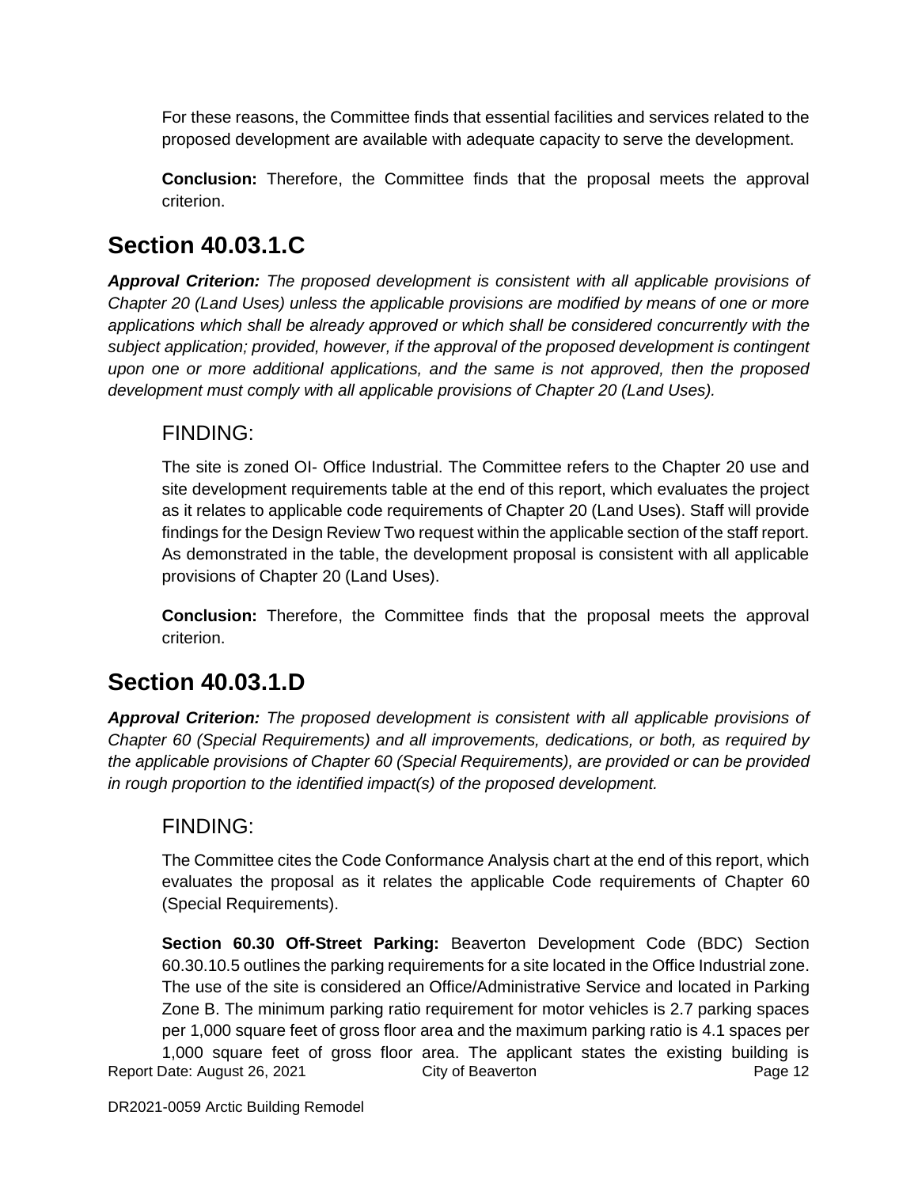For these reasons, the Committee finds that essential facilities and services related to the proposed development are available with adequate capacity to serve the development.

**Conclusion:** Therefore, the Committee finds that the proposal meets the approval criterion.

## Section 40.03.1.C

***Approval Criterion:*** *The proposed development is consistent with all applicable provisions of Chapter 20 (Land Uses) unless the applicable provisions are modified by means of one or more applications which shall be already approved or which shall be considered concurrently with the subject application; provided, however, if the approval of the proposed development is contingent upon one or more additional applications, and the same is not approved, then the proposed development must comply with all applicable provisions of Chapter 20 (Land Uses).*

### FINDING:

The site is zoned OI- Office Industrial. The Committee refers to the Chapter 20 use and site development requirements table at the end of this report, which evaluates the project as it relates to applicable code requirements of Chapter 20 (Land Uses). Staff will provide findings for the Design Review Two request within the applicable section of the staff report. As demonstrated in the table, the development proposal is consistent with all applicable provisions of Chapter 20 (Land Uses).

**Conclusion:** Therefore, the Committee finds that the proposal meets the approval criterion.

## Section 40.03.1.D

***Approval Criterion:*** *The proposed development is consistent with all applicable provisions of Chapter 60 (Special Requirements) and all improvements, dedications, or both, as required by the applicable provisions of Chapter 60 (Special Requirements), are provided or can be provided in rough proportion to the identified impact(s) of the proposed development.*

### FINDING:

The Committee cites the Code Conformance Analysis chart at the end of this report, which evaluates the proposal as it relates the applicable Code requirements of Chapter 60 (Special Requirements).

**Section 60.30 Off-Street Parking:** Beaverton Development Code (BDC) Section 60.30.10.5 outlines the parking requirements for a site located in the Office Industrial zone. The use of the site is considered an Office/Administrative Service and located in Parking Zone B. The minimum parking ratio requirement for motor vehicles is 2.7 parking spaces per 1,000 square feet of gross floor area and the maximum parking ratio is 4.1 spaces per 1,000 square feet of gross floor area. The applicant states the existing building is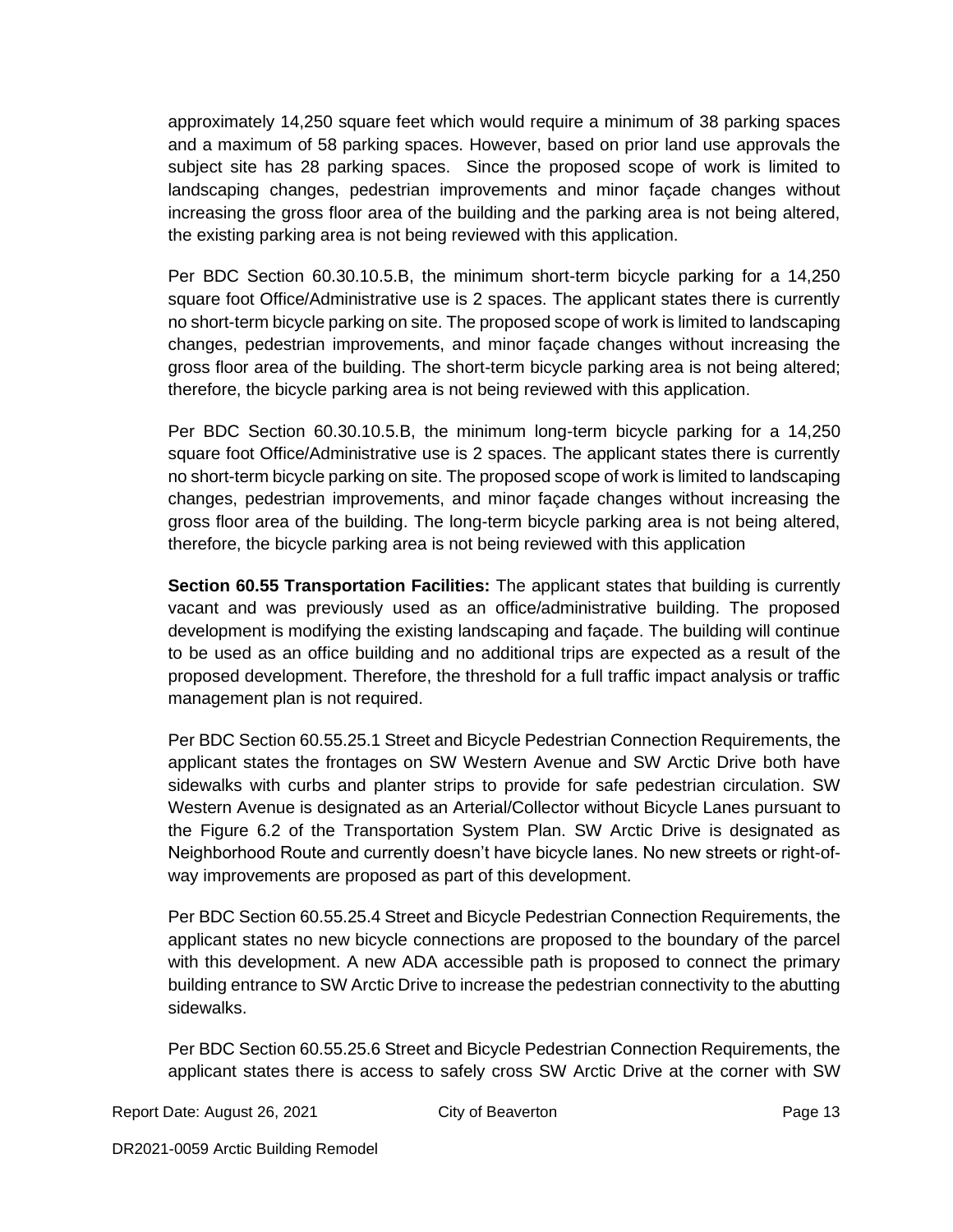approximately 14,250 square feet which would require a minimum of 38 parking spaces and a maximum of 58 parking spaces. However, based on prior land use approvals the subject site has 28 parking spaces. Since the proposed scope of work is limited to landscaping changes, pedestrian improvements and minor façade changes without increasing the gross floor area of the building and the parking area is not being altered, the existing parking area is not being reviewed with this application.

Per BDC Section 60.30.10.5.B, the minimum short-term bicycle parking for a 14,250 square foot Office/Administrative use is 2 spaces. The applicant states there is currently no short-term bicycle parking on site. The proposed scope of work is limited to landscaping changes, pedestrian improvements, and minor façade changes without increasing the gross floor area of the building. The short-term bicycle parking area is not being altered; therefore, the bicycle parking area is not being reviewed with this application.

Per BDC Section 60.30.10.5.B, the minimum long-term bicycle parking for a 14,250 square foot Office/Administrative use is 2 spaces. The applicant states there is currently no short-term bicycle parking on site. The proposed scope of work is limited to landscaping changes, pedestrian improvements, and minor façade changes without increasing the gross floor area of the building. The long-term bicycle parking area is not being altered, therefore, the bicycle parking area is not being reviewed with this application

**Section 60.55 Transportation Facilities:** The applicant states that building is currently vacant and was previously used as an office/administrative building. The proposed development is modifying the existing landscaping and façade. The building will continue to be used as an office building and no additional trips are expected as a result of the proposed development. Therefore, the threshold for a full traffic impact analysis or traffic management plan is not required.

Per BDC Section 60.55.25.1 Street and Bicycle Pedestrian Connection Requirements, the applicant states the frontages on SW Western Avenue and SW Arctic Drive both have sidewalks with curbs and planter strips to provide for safe pedestrian circulation. SW Western Avenue is designated as an Arterial/Collector without Bicycle Lanes pursuant to the Figure 6.2 of the Transportation System Plan. SW Arctic Drive is designated as Neighborhood Route and currently doesn't have bicycle lanes. No new streets or right-of-way improvements are proposed as part of this development.

Per BDC Section 60.55.25.4 Street and Bicycle Pedestrian Connection Requirements, the applicant states no new bicycle connections are proposed to the boundary of the parcel with this development. A new ADA accessible path is proposed to connect the primary building entrance to SW Arctic Drive to increase the pedestrian connectivity to the abutting sidewalks.

Per BDC Section 60.55.25.6 Street and Bicycle Pedestrian Connection Requirements, the applicant states there is access to safely cross SW Arctic Drive at the corner with SW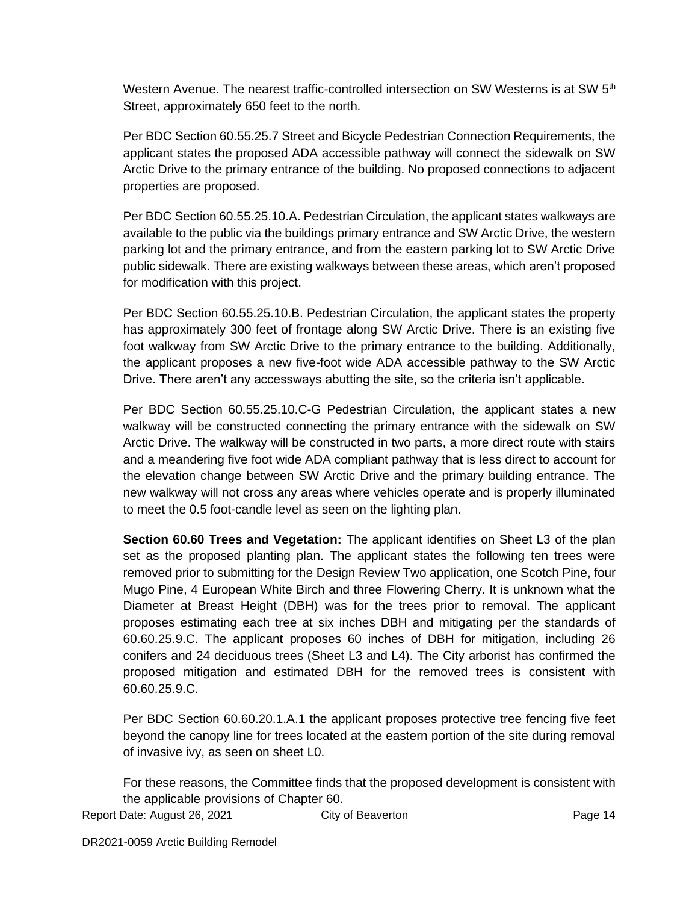Western Avenue. The nearest traffic-controlled intersection on SW Westerns is at SW 5th Street, approximately 650 feet to the north.

Per BDC Section 60.55.25.7 Street and Bicycle Pedestrian Connection Requirements, the applicant states the proposed ADA accessible pathway will connect the sidewalk on SW Arctic Drive to the primary entrance of the building. No proposed connections to adjacent properties are proposed.

Per BDC Section 60.55.25.10.A. Pedestrian Circulation, the applicant states walkways are available to the public via the buildings primary entrance and SW Arctic Drive, the western parking lot and the primary entrance, and from the eastern parking lot to SW Arctic Drive public sidewalk. There are existing walkways between these areas, which aren't proposed for modification with this project.

Per BDC Section 60.55.25.10.B. Pedestrian Circulation, the applicant states the property has approximately 300 feet of frontage along SW Arctic Drive. There is an existing five foot walkway from SW Arctic Drive to the primary entrance to the building. Additionally, the applicant proposes a new five-foot wide ADA accessible pathway to the SW Arctic Drive. There aren't any accessways abutting the site, so the criteria isn't applicable.

Per BDC Section 60.55.25.10.C-G Pedestrian Circulation, the applicant states a new walkway will be constructed connecting the primary entrance with the sidewalk on SW Arctic Drive. The walkway will be constructed in two parts, a more direct route with stairs and a meandering five foot wide ADA compliant pathway that is less direct to account for the elevation change between SW Arctic Drive and the primary building entrance. The new walkway will not cross any areas where vehicles operate and is properly illuminated to meet the 0.5 foot-candle level as seen on the lighting plan.

**Section 60.60 Trees and Vegetation:** The applicant identifies on Sheet L3 of the plan set as the proposed planting plan. The applicant states the following ten trees were removed prior to submitting for the Design Review Two application, one Scotch Pine, four Mugo Pine, 4 European White Birch and three Flowering Cherry. It is unknown what the Diameter at Breast Height (DBH) was for the trees prior to removal. The applicant proposes estimating each tree at six inches DBH and mitigating per the standards of 60.60.25.9.C. The applicant proposes 60 inches of DBH for mitigation, including 26 conifers and 24 deciduous trees (Sheet L3 and L4). The City arborist has confirmed the proposed mitigation and estimated DBH for the removed trees is consistent with 60.60.25.9.C.

Per BDC Section 60.60.20.1.A.1 the applicant proposes protective tree fencing five feet beyond the canopy line for trees located at the eastern portion of the site during removal of invasive ivy, as seen on sheet L0.

For these reasons, the Committee finds that the proposed development is consistent with the applicable provisions of Chapter 60.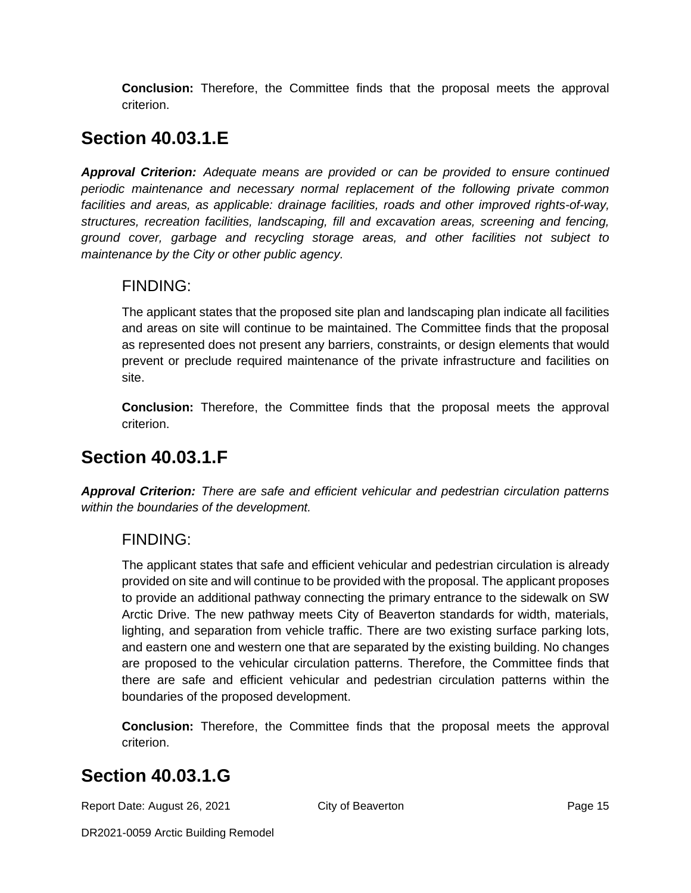**Conclusion:** Therefore, the Committee finds that the proposal meets the approval criterion.

## Section 40.03.1.E

***Approval Criterion:*** *Adequate means are provided or can be provided to ensure continued periodic maintenance and necessary normal replacement of the following private common facilities and areas, as applicable: drainage facilities, roads and other improved rights-of-way, structures, recreation facilities, landscaping, fill and excavation areas, screening and fencing, ground cover, garbage and recycling storage areas, and other facilities not subject to maintenance by the City or other public agency.*

### FINDING:

The applicant states that the proposed site plan and landscaping plan indicate all facilities and areas on site will continue to be maintained. The Committee finds that the proposal as represented does not present any barriers, constraints, or design elements that would prevent or preclude required maintenance of the private infrastructure and facilities on site.

**Conclusion:** Therefore, the Committee finds that the proposal meets the approval criterion.

## Section 40.03.1.F

***Approval Criterion:*** *There are safe and efficient vehicular and pedestrian circulation patterns within the boundaries of the development.*

### FINDING:

The applicant states that safe and efficient vehicular and pedestrian circulation is already provided on site and will continue to be provided with the proposal. The applicant proposes to provide an additional pathway connecting the primary entrance to the sidewalk on SW Arctic Drive. The new pathway meets City of Beaverton standards for width, materials, lighting, and separation from vehicle traffic. There are two existing surface parking lots, and eastern one and western one that are separated by the existing building. No changes are proposed to the vehicular circulation patterns. Therefore, the Committee finds that there are safe and efficient vehicular and pedestrian circulation patterns within the boundaries of the proposed development.

**Conclusion:** Therefore, the Committee finds that the proposal meets the approval criterion.

## Section 40.03.1.G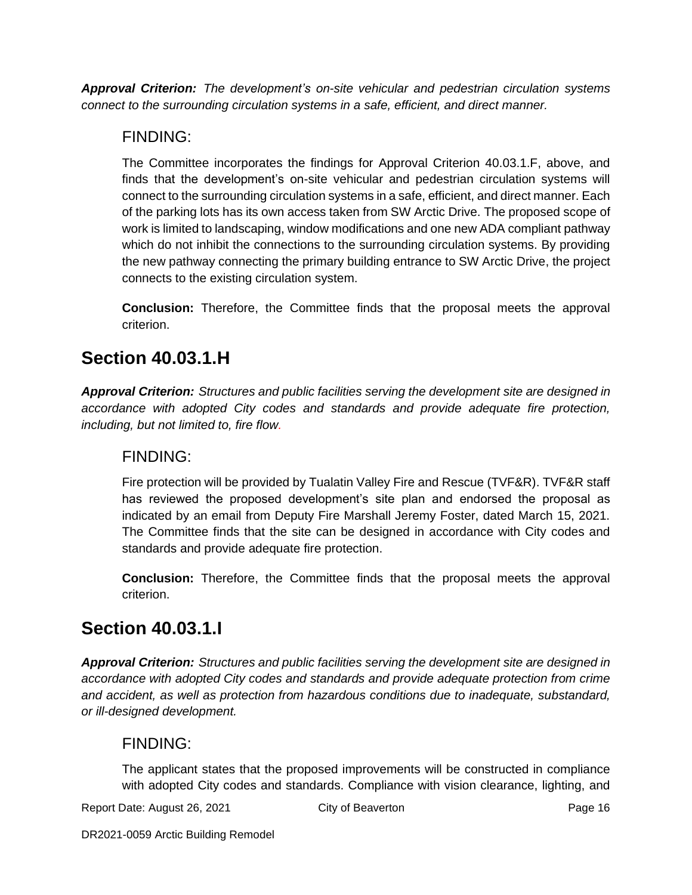***Approval Criterion:*** *The development's on-site vehicular and pedestrian circulation systems connect to the surrounding circulation systems in a safe, efficient, and direct manner.*

### FINDING:

The Committee incorporates the findings for Approval Criterion 40.03.1.F, above, and finds that the development's on-site vehicular and pedestrian circulation systems will connect to the surrounding circulation systems in a safe, efficient, and direct manner. Each of the parking lots has its own access taken from SW Arctic Drive. The proposed scope of work is limited to landscaping, window modifications and one new ADA compliant pathway which do not inhibit the connections to the surrounding circulation systems. By providing the new pathway connecting the primary building entrance to SW Arctic Drive, the project connects to the existing circulation system.

**Conclusion:** Therefore, the Committee finds that the proposal meets the approval criterion.

## Section 40.03.1.H

***Approval Criterion:*** *Structures and public facilities serving the development site are designed in accordance with adopted City codes and standards and provide adequate fire protection, including, but not limited to, fire flow.*

### FINDING:

Fire protection will be provided by Tualatin Valley Fire and Rescue (TVF&R). TVF&R staff has reviewed the proposed development's site plan and endorsed the proposal as indicated by an email from Deputy Fire Marshall Jeremy Foster, dated March 15, 2021. The Committee finds that the site can be designed in accordance with City codes and standards and provide adequate fire protection.

**Conclusion:** Therefore, the Committee finds that the proposal meets the approval criterion.

## Section 40.03.1.I

***Approval Criterion:*** *Structures and public facilities serving the development site are designed in accordance with adopted City codes and standards and provide adequate protection from crime and accident, as well as protection from hazardous conditions due to inadequate, substandard, or ill-designed development.*

### FINDING:

The applicant states that the proposed improvements will be constructed in compliance with adopted City codes and standards. Compliance with vision clearance, lighting, and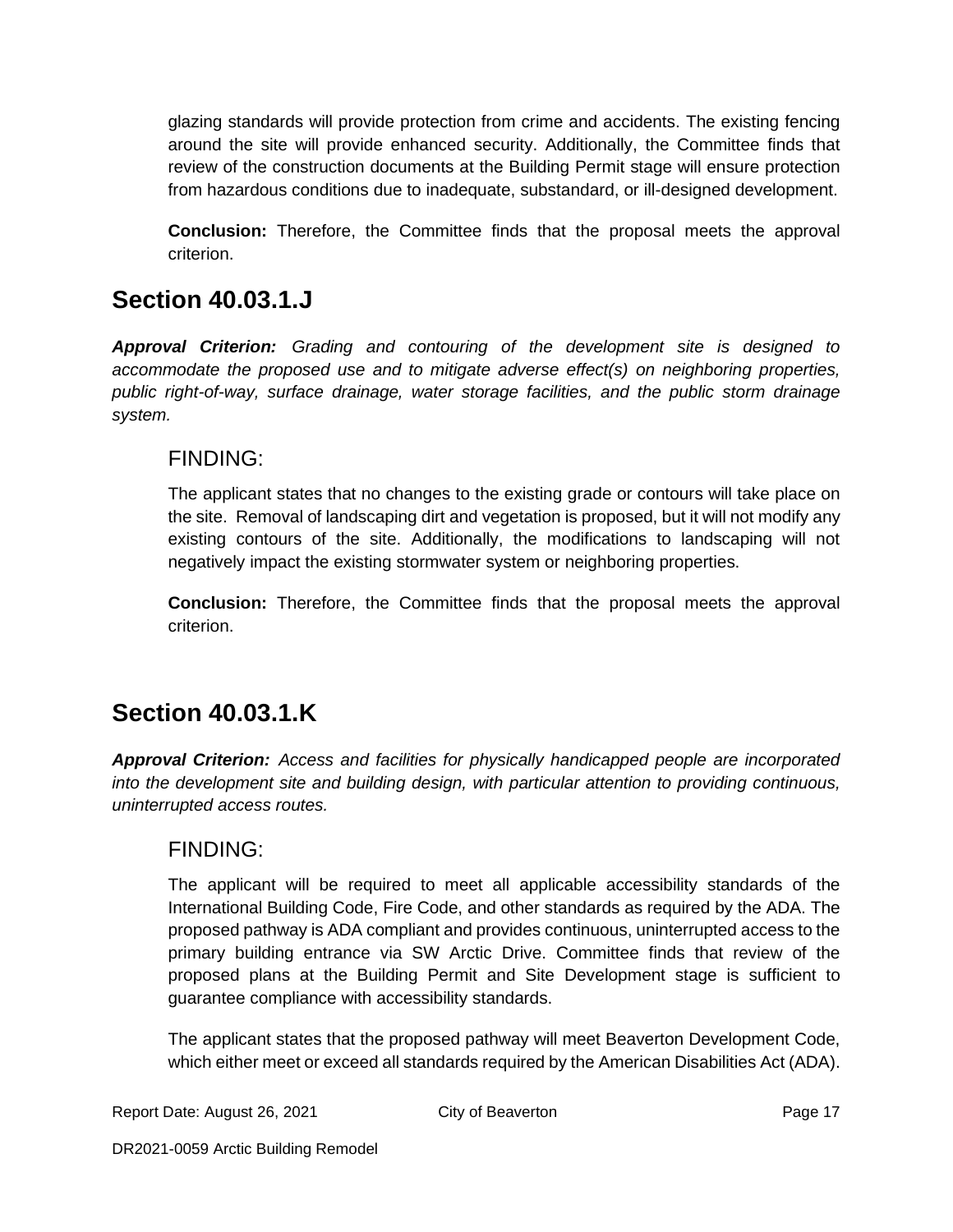glazing standards will provide protection from crime and accidents. The existing fencing around the site will provide enhanced security. Additionally, the Committee finds that review of the construction documents at the Building Permit stage will ensure protection from hazardous conditions due to inadequate, substandard, or ill-designed development.

**Conclusion:** Therefore, the Committee finds that the proposal meets the approval criterion.

## Section 40.03.1.J

***Approval Criterion:*** *Grading and contouring of the development site is designed to accommodate the proposed use and to mitigate adverse effect(s) on neighboring properties, public right-of-way, surface drainage, water storage facilities, and the public storm drainage system.*

### FINDING:

The applicant states that no changes to the existing grade or contours will take place on the site. Removal of landscaping dirt and vegetation is proposed, but it will not modify any existing contours of the site. Additionally, the modifications to landscaping will not negatively impact the existing stormwater system or neighboring properties.

**Conclusion:** Therefore, the Committee finds that the proposal meets the approval criterion.

## Section 40.03.1.K

***Approval Criterion:*** *Access and facilities for physically handicapped people are incorporated into the development site and building design, with particular attention to providing continuous, uninterrupted access routes.*

### FINDING:

The applicant will be required to meet all applicable accessibility standards of the International Building Code, Fire Code, and other standards as required by the ADA. The proposed pathway is ADA compliant and provides continuous, uninterrupted access to the primary building entrance via SW Arctic Drive. Committee finds that review of the proposed plans at the Building Permit and Site Development stage is sufficient to guarantee compliance with accessibility standards.

The applicant states that the proposed pathway will meet Beaverton Development Code, which either meet or exceed all standards required by the American Disabilities Act (ADA).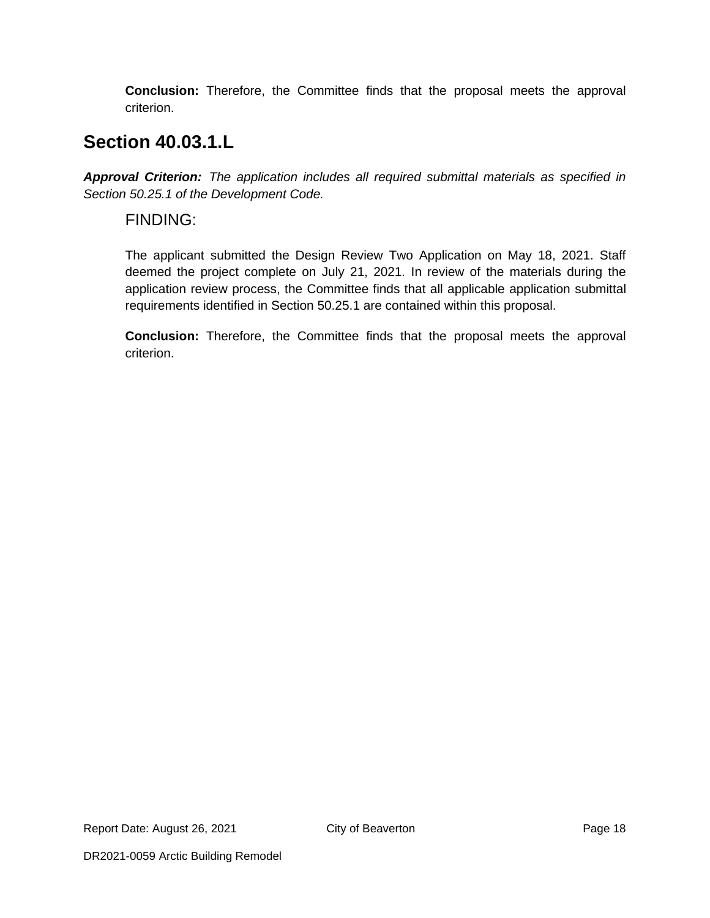**Conclusion:** Therefore, the Committee finds that the proposal meets the approval criterion.

## Section 40.03.1.L

***Approval Criterion:*** *The application includes all required submittal materials as specified in Section 50.25.1 of the Development Code.*

FINDING:

The applicant submitted the Design Review Two Application on May 18, 2021. Staff deemed the project complete on July 21, 2021. In review of the materials during the application review process, the Committee finds that all applicable application submittal requirements identified in Section 50.25.1 are contained within this proposal.

**Conclusion:** Therefore, the Committee finds that the proposal meets the approval criterion.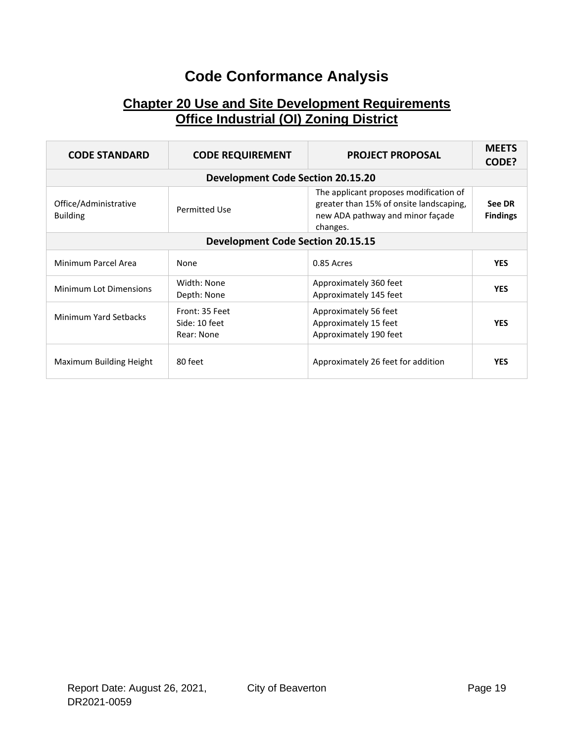# Code Conformance Analysis

## Chapter 20 Use and Site Development Requirements
## Office Industrial (OI) Zoning District

| CODE STANDARD | CODE REQUIREMENT | PROJECT PROPOSAL | MEETS CODE? |
|---|---|---|---|
| **Development Code Section 20.15.20** | | | |
| Office/Administrative Building | Permitted Use | The applicant proposes modification of greater than 15% of onsite landscaping, new ADA pathway and minor façade changes. | **See DR Findings** |
| **Development Code Section 20.15.15** | | | |
| Minimum Parcel Area | None | 0.85 Acres | **YES** |
| Minimum Lot Dimensions | Width: None<br>Depth: None | Approximately 360 feet<br>Approximately 145 feet | **YES** |
| Minimum Yard Setbacks | Front: 35 Feet<br>Side: 10 feet<br>Rear: None | Approximately 56 feet<br>Approximately 15 feet<br>Approximately 190 feet | **YES** |
| Maximum Building Height | 80 feet | Approximately 26 feet for addition | **YES** |

Report Date: August 26, 2021, DR2021-0059 City of Beaverton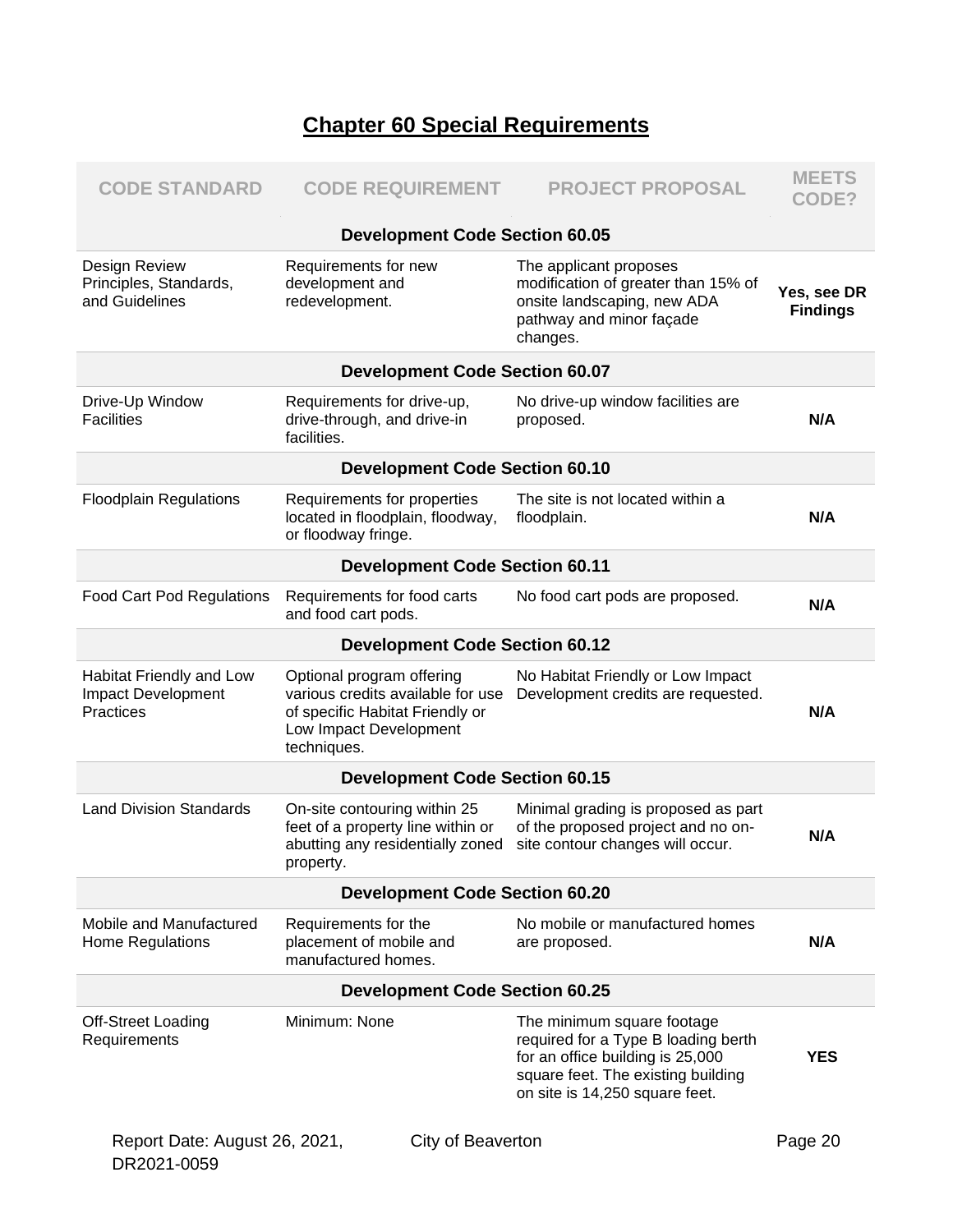## Chapter 60 Special Requirements

| CODE STANDARD | CODE REQUIREMENT | PROJECT PROPOSAL | MEETS CODE? |
|---|---|---|---|
| **Development Code Section 60.05** | | | |
| Design Review Principles, Standards, and Guidelines | Requirements for new development and redevelopment. | The applicant proposes modification of greater than 15% of onsite landscaping, new ADA pathway and minor façade changes. | **Yes, see DR Findings** |
| **Development Code Section 60.07** | | | |
| Drive-Up Window Facilities | Requirements for drive-up, drive-through, and drive-in facilities. | No drive-up window facilities are proposed. | **N/A** |
| **Development Code Section 60.10** | | | |
| Floodplain Regulations | Requirements for properties located in floodplain, floodway, or floodway fringe. | The site is not located within a floodplain. | **N/A** |
| **Development Code Section 60.11** | | | |
| Food Cart Pod Regulations | Requirements for food carts and food cart pods. | No food cart pods are proposed. | **N/A** |
| **Development Code Section 60.12** | | | |
| Habitat Friendly and Low Impact Development Practices | Optional program offering various credits available for use of specific Habitat Friendly or Low Impact Development techniques. | No Habitat Friendly or Low Impact Development credits are requested. | **N/A** |
| **Development Code Section 60.15** | | | |
| Land Division Standards | On-site contouring within 25 feet of a property line within or abutting any residentially zoned property. | Minimal grading is proposed as part of the proposed project and no on-site contour changes will occur. | **N/A** |
| **Development Code Section 60.20** | | | |
| Mobile and Manufactured Home Regulations | Requirements for the placement of mobile and manufactured homes. | No mobile or manufactured homes are proposed. | **N/A** |
| **Development Code Section 60.25** | | | |
| Off-Street Loading Requirements | Minimum: None | The minimum square footage required for a Type B loading berth for an office building is 25,000 square feet. The existing building on site is 14,250 square feet. | **YES** |

Report Date: August 26, 2021, DR2021-0059 City of Beaverton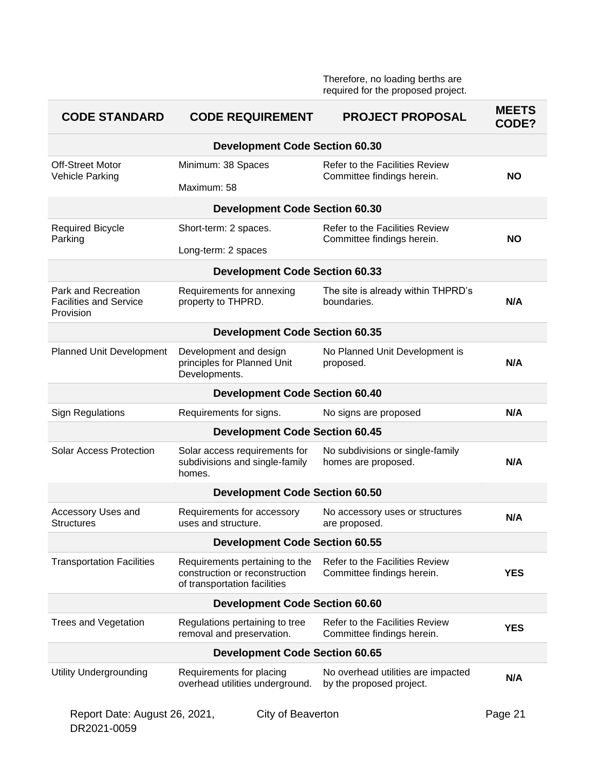| | | Therefore, no loading berths are required for the proposed project. | |
|---|---|---|---|

| CODE STANDARD | CODE REQUIREMENT | PROJECT PROPOSAL | MEETS CODE? |
|---|---|---|---|
| **Development Code Section 60.30** | | | |
| Off-Street Motor Vehicle Parking | Minimum: 38 Spaces<br>Maximum: 58 | Refer to the Facilities Review Committee findings herein. | **NO** |
| **Development Code Section 60.30** | | | |
| Required Bicycle Parking | Short-term: 2 spaces.<br>Long-term: 2 spaces | Refer to the Facilities Review Committee findings herein. | **NO** |
| **Development Code Section 60.33** | | | |
| Park and Recreation Facilities and Service Provision | Requirements for annexing property to THPRD. | The site is already within THPRD's boundaries. | **N/A** |
| **Development Code Section 60.35** | | | |
| Planned Unit Development | Development and design principles for Planned Unit Developments. | No Planned Unit Development is proposed. | **N/A** |
| **Development Code Section 60.40** | | | |
| Sign Regulations | Requirements for signs. | No signs are proposed | **N/A** |
| **Development Code Section 60.45** | | | |
| Solar Access Protection | Solar access requirements for subdivisions and single-family homes. | No subdivisions or single-family homes are proposed. | **N/A** |
| **Development Code Section 60.50** | | | |
| Accessory Uses and Structures | Requirements for accessory uses and structure. | No accessory uses or structures are proposed. | **N/A** |
| **Development Code Section 60.55** | | | |
| Transportation Facilities | Requirements pertaining to the construction or reconstruction of transportation facilities | Refer to the Facilities Review Committee findings herein. | **YES** |
| **Development Code Section 60.60** | | | |
| Trees and Vegetation | Regulations pertaining to tree removal and preservation. | Refer to the Facilities Review Committee findings herein. | **YES** |
| **Development Code Section 60.65** | | | |
| Utility Undergrounding | Requirements for placing overhead utilities underground. | No overhead utilities are impacted by the proposed project. | **N/A** |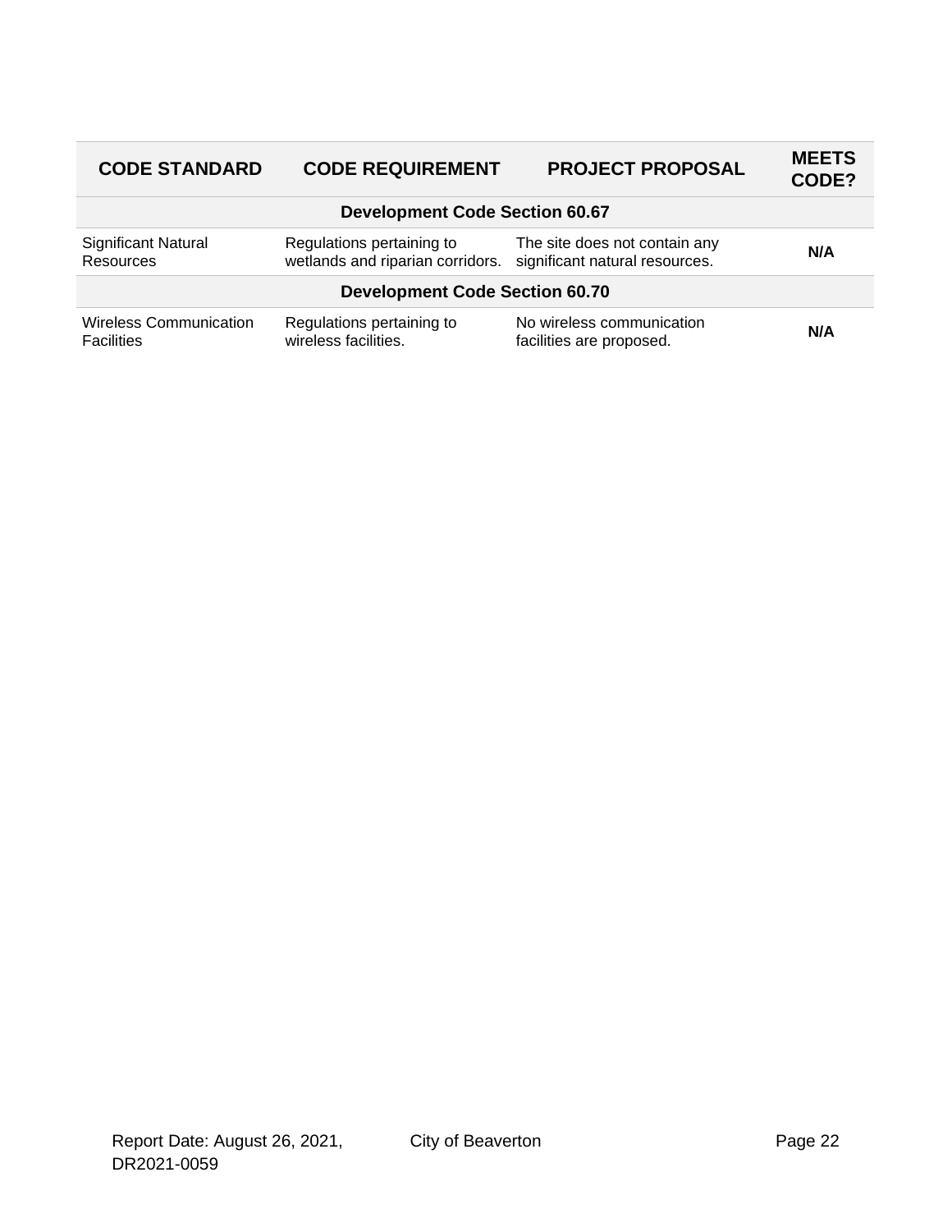| CODE STANDARD | CODE REQUIREMENT | PROJECT PROPOSAL | MEETS CODE? |
|---|---|---|---|
| **Development Code Section 60.67** | | | |
| Significant Natural Resources | Regulations pertaining to wetlands and riparian corridors. | The site does not contain any significant natural resources. | **N/A** |
| **Development Code Section 60.70** | | | |
| Wireless Communication Facilities | Regulations pertaining to wireless facilities. | No wireless communication facilities are proposed. | **N/A** |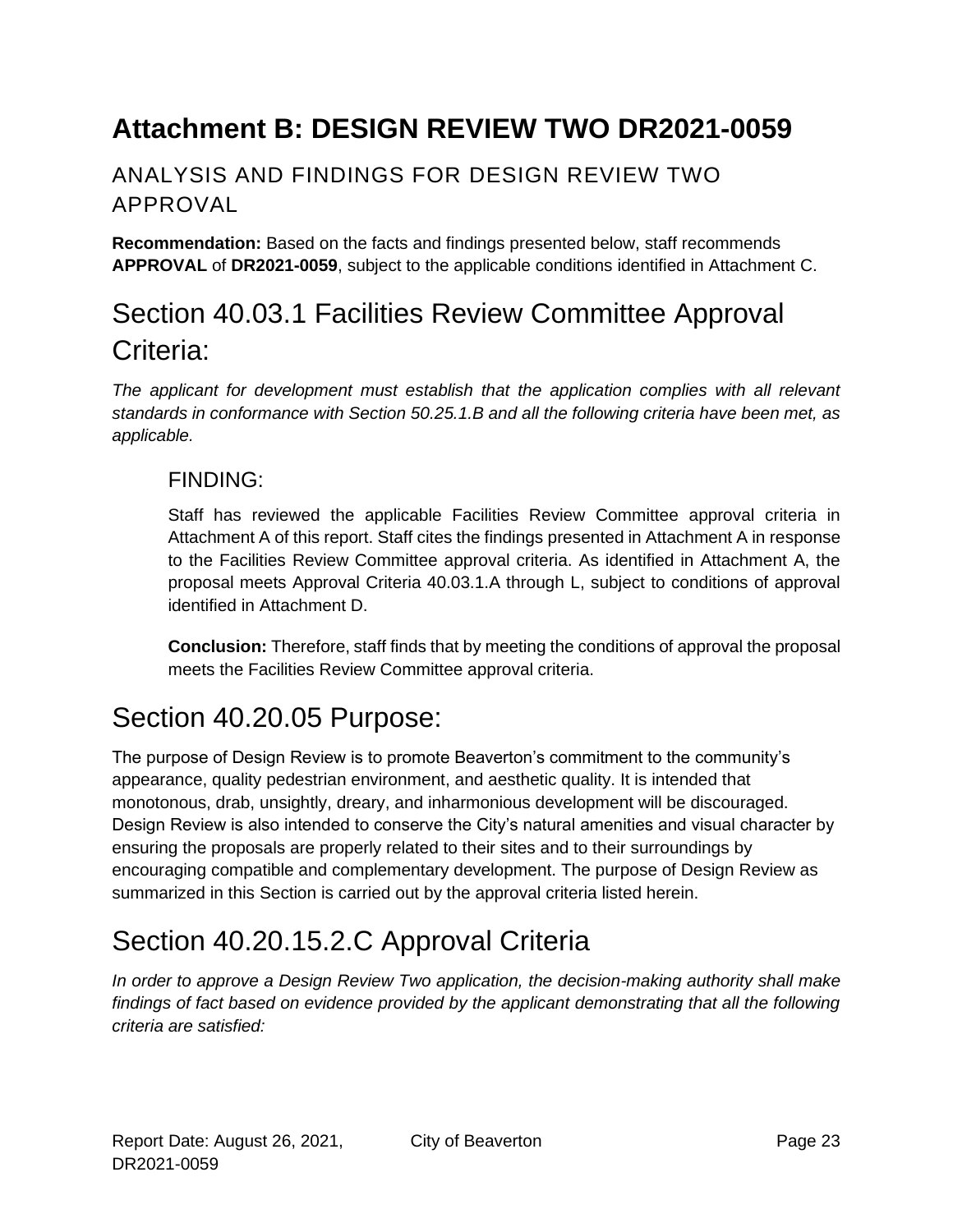# Attachment B: DESIGN REVIEW TWO DR2021-0059

## ANALYSIS AND FINDINGS FOR DESIGN REVIEW TWO APPROVAL

**Recommendation:** Based on the facts and findings presented below, staff recommends **APPROVAL** of **DR2021-0059**, subject to the applicable conditions identified in Attachment C.

## Section 40.03.1 Facilities Review Committee Approval Criteria:

*The applicant for development must establish that the application complies with all relevant standards in conformance with Section 50.25.1.B and all the following criteria have been met, as applicable.*

### FINDING:

Staff has reviewed the applicable Facilities Review Committee approval criteria in Attachment A of this report. Staff cites the findings presented in Attachment A in response to the Facilities Review Committee approval criteria. As identified in Attachment A, the proposal meets Approval Criteria 40.03.1.A through L, subject to conditions of approval identified in Attachment D.

**Conclusion:** Therefore, staff finds that by meeting the conditions of approval the proposal meets the Facilities Review Committee approval criteria.

## Section 40.20.05 Purpose:

The purpose of Design Review is to promote Beaverton's commitment to the community's appearance, quality pedestrian environment, and aesthetic quality. It is intended that monotonous, drab, unsightly, dreary, and inharmonious development will be discouraged. Design Review is also intended to conserve the City's natural amenities and visual character by ensuring the proposals are properly related to their sites and to their surroundings by encouraging compatible and complementary development. The purpose of Design Review as summarized in this Section is carried out by the approval criteria listed herein.

## Section 40.20.15.2.C Approval Criteria

*In order to approve a Design Review Two application, the decision-making authority shall make findings of fact based on evidence provided by the applicant demonstrating that all the following criteria are satisfied:*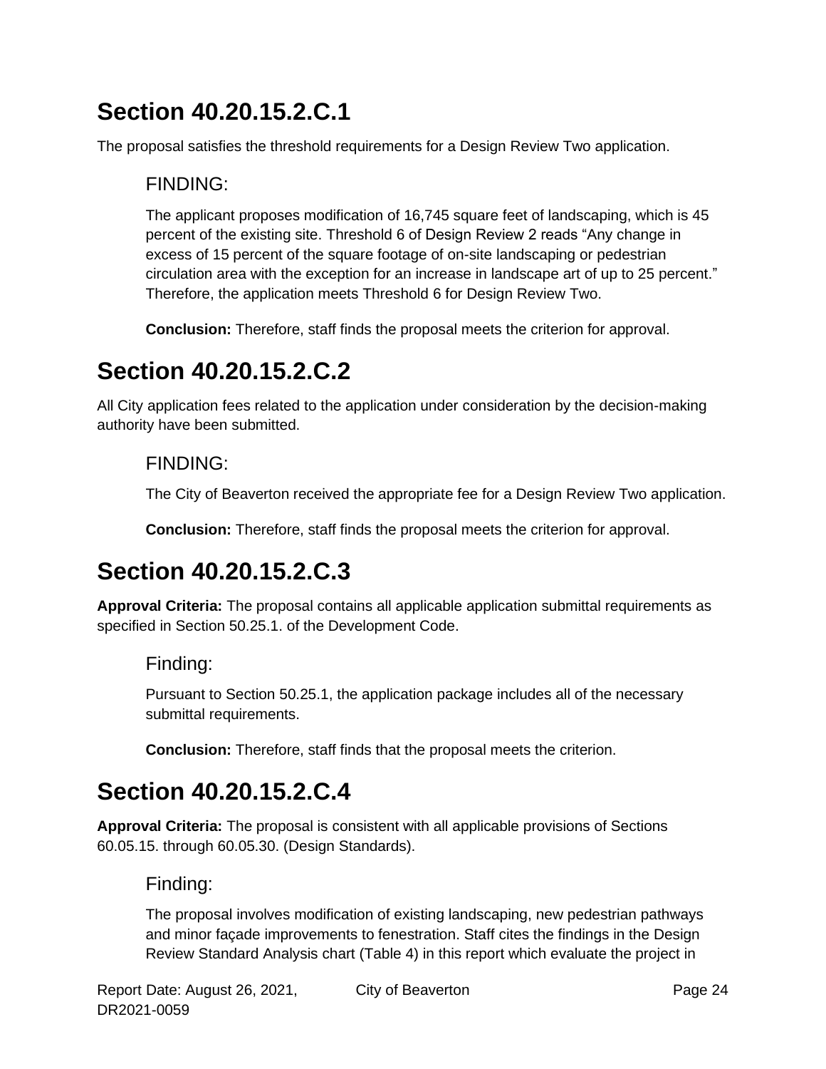## Section 40.20.15.2.C.1

The proposal satisfies the threshold requirements for a Design Review Two application.

### FINDING:

The applicant proposes modification of 16,745 square feet of landscaping, which is 45 percent of the existing site. Threshold 6 of Design Review 2 reads "Any change in excess of 15 percent of the square footage of on-site landscaping or pedestrian circulation area with the exception for an increase in landscape art of up to 25 percent." Therefore, the application meets Threshold 6 for Design Review Two.

**Conclusion:** Therefore, staff finds the proposal meets the criterion for approval.

## Section 40.20.15.2.C.2

All City application fees related to the application under consideration by the decision-making authority have been submitted.

### FINDING:

The City of Beaverton received the appropriate fee for a Design Review Two application.

**Conclusion:** Therefore, staff finds the proposal meets the criterion for approval.

## Section 40.20.15.2.C.3

**Approval Criteria:** The proposal contains all applicable application submittal requirements as specified in Section 50.25.1. of the Development Code.

### Finding:

Pursuant to Section 50.25.1, the application package includes all of the necessary submittal requirements.

**Conclusion:** Therefore, staff finds that the proposal meets the criterion.

## Section 40.20.15.2.C.4

**Approval Criteria:** The proposal is consistent with all applicable provisions of Sections 60.05.15. through 60.05.30. (Design Standards).

### Finding:

The proposal involves modification of existing landscaping, new pedestrian pathways and minor façade improvements to fenestration. Staff cites the findings in the Design Review Standard Analysis chart (Table 4) in this report which evaluate the project in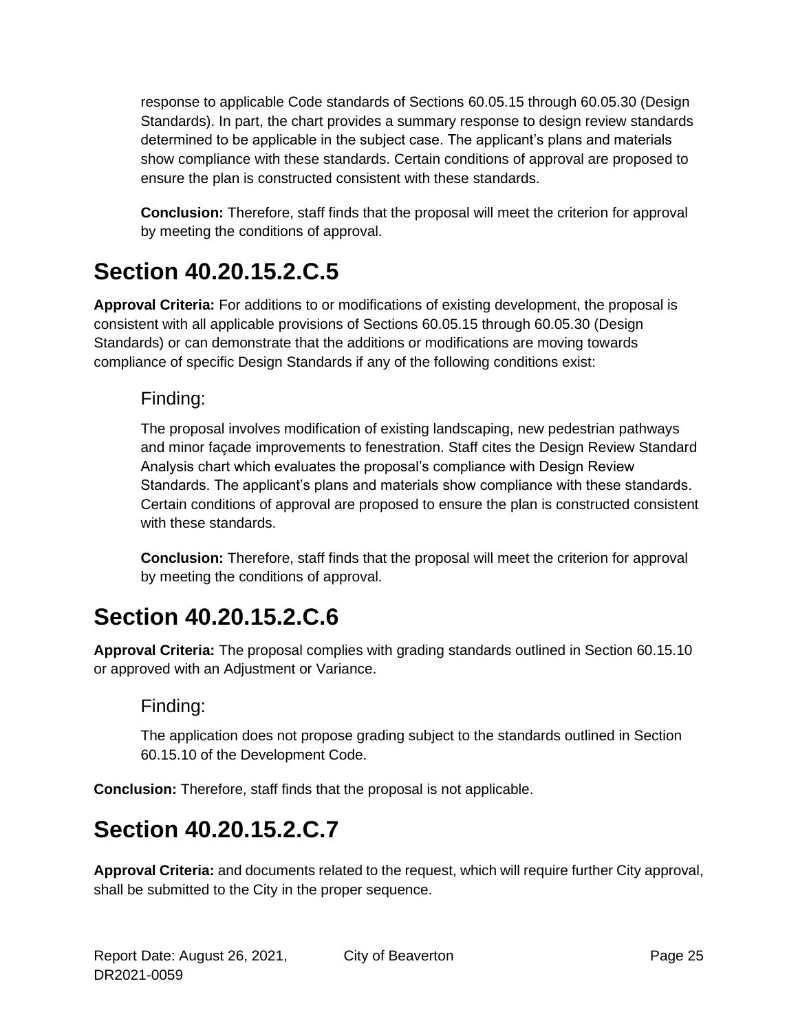response to applicable Code standards of Sections 60.05.15 through 60.05.30 (Design Standards). In part, the chart provides a summary response to design review standards determined to be applicable in the subject case. The applicant's plans and materials show compliance with these standards. Certain conditions of approval are proposed to ensure the plan is constructed consistent with these standards.

**Conclusion:** Therefore, staff finds that the proposal will meet the criterion for approval by meeting the conditions of approval.

# Section 40.20.15.2.C.5

**Approval Criteria:** For additions to or modifications of existing development, the proposal is consistent with all applicable provisions of Sections 60.05.15 through 60.05.30 (Design Standards) or can demonstrate that the additions or modifications are moving towards compliance of specific Design Standards if any of the following conditions exist:

## Finding:

The proposal involves modification of existing landscaping, new pedestrian pathways and minor façade improvements to fenestration. Staff cites the Design Review Standard Analysis chart which evaluates the proposal's compliance with Design Review Standards. The applicant's plans and materials show compliance with these standards. Certain conditions of approval are proposed to ensure the plan is constructed consistent with these standards.

**Conclusion:** Therefore, staff finds that the proposal will meet the criterion for approval by meeting the conditions of approval.

# Section 40.20.15.2.C.6

**Approval Criteria:** The proposal complies with grading standards outlined in Section 60.15.10 or approved with an Adjustment or Variance.

## Finding:

The application does not propose grading subject to the standards outlined in Section 60.15.10 of the Development Code.

**Conclusion:** Therefore, staff finds that the proposal is not applicable.

# Section 40.20.15.2.C.7

**Approval Criteria:** and documents related to the request, which will require further City approval, shall be submitted to the City in the proper sequence.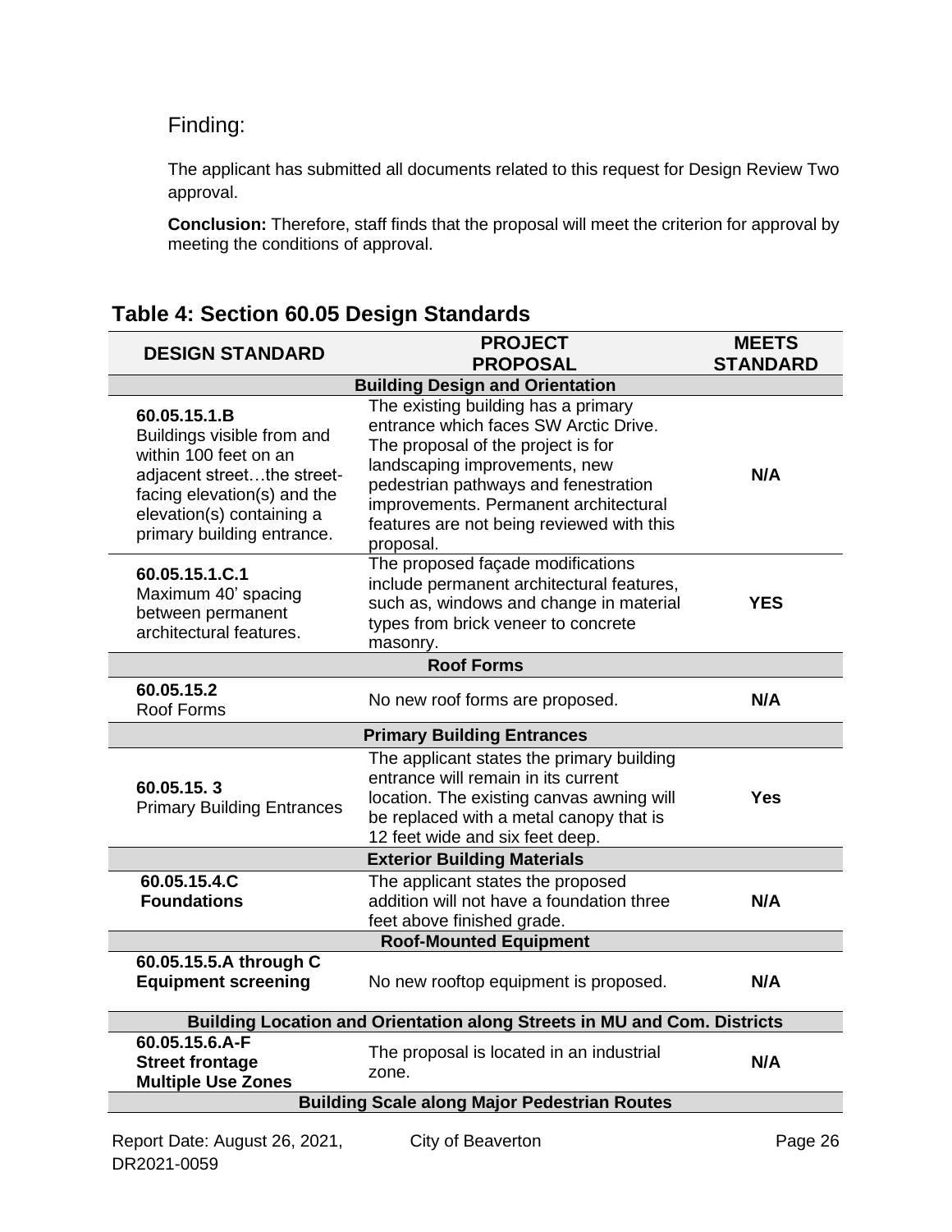Finding:

The applicant has submitted all documents related to this request for Design Review Two approval.

**Conclusion:** Therefore, staff finds that the proposal will meet the criterion for approval by meeting the conditions of approval.

## Table 4: Section 60.05 Design Standards

| DESIGN STANDARD | PROJECT PROPOSAL | MEETS STANDARD |
|---|---|---|
| **Building Design and Orientation** | | |
| **60.05.15.1.B** Buildings visible from and within 100 feet on an adjacent street…the street-facing elevation(s) and the elevation(s) containing a primary building entrance. | The existing building has a primary entrance which faces SW Arctic Drive. The proposal of the project is for landscaping improvements, new pedestrian pathways and fenestration improvements. Permanent architectural features are not being reviewed with this proposal. | **N/A** |
| **60.05.15.1.C.1** Maximum 40' spacing between permanent architectural features. | The proposed façade modifications include permanent architectural features, such as, windows and change in material types from brick veneer to concrete masonry. | **YES** |
| **Roof Forms** | | |
| **60.05.15.2** Roof Forms | No new roof forms are proposed. | **N/A** |
| **Primary Building Entrances** | | |
| **60.05.15. 3** Primary Building Entrances | The applicant states the primary building entrance will remain in its current location. The existing canvas awning will be replaced with a metal canopy that is 12 feet wide and six feet deep. | **Yes** |
| **Exterior Building Materials** | | |
| **60.05.15.4.C Foundations** | The applicant states the proposed addition will not have a foundation three feet above finished grade. | **N/A** |
| **Roof-Mounted Equipment** | | |
| **60.05.15.5.A through C Equipment screening** | No new rooftop equipment is proposed. | **N/A** |
| **Building Location and Orientation along Streets in MU and Com. Districts** | | |
| **60.05.15.6.A-F Street frontage Multiple Use Zones** | The proposal is located in an industrial zone. | **N/A** |
| **Building Scale along Major Pedestrian Routes** | | |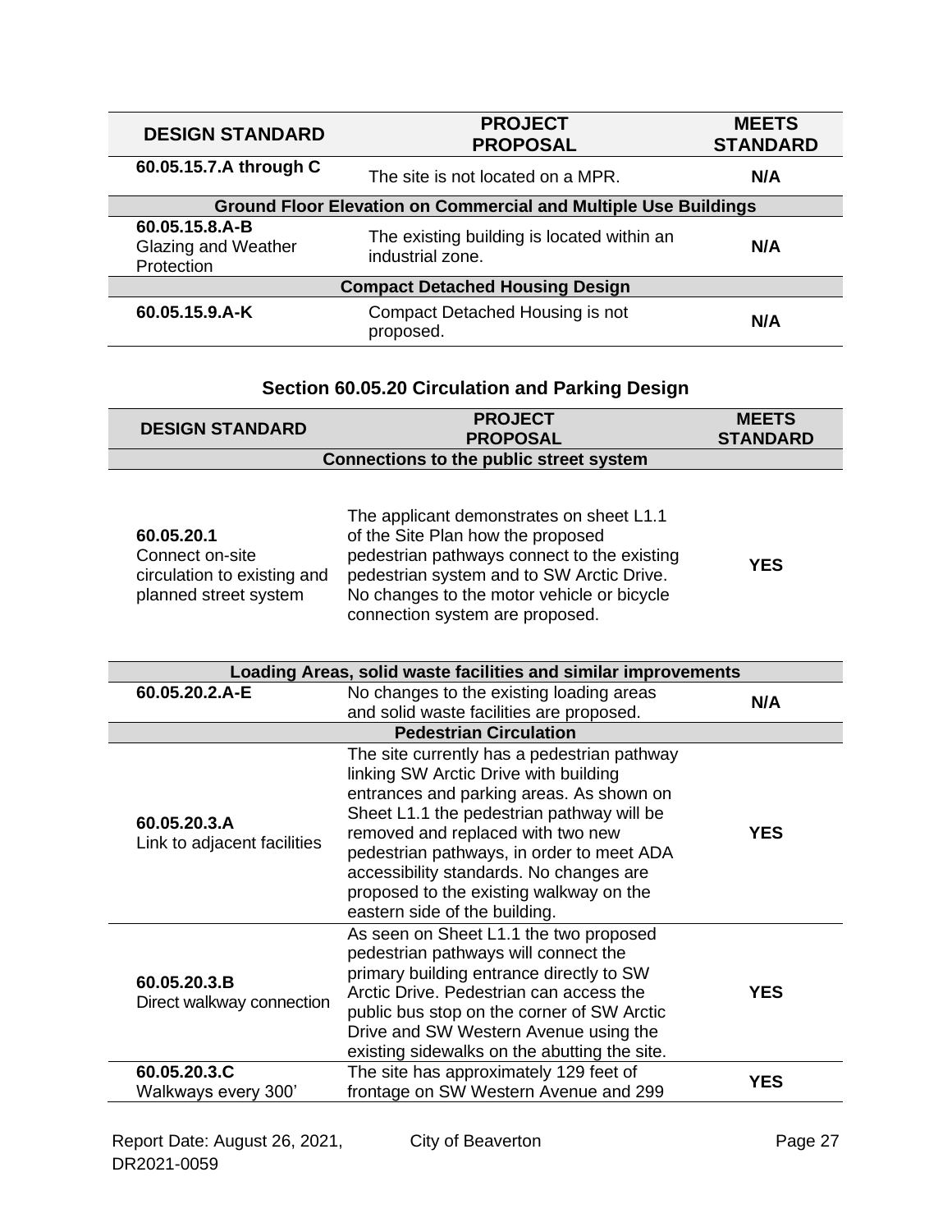| DESIGN STANDARD | PROJECT PROPOSAL | MEETS STANDARD |
|---|---|---|
| **60.05.15.7.A through C** | The site is not located on a MPR. | **N/A** |
| **Ground Floor Elevation on Commercial and Multiple Use Buildings** | | |
| **60.05.15.8.A-B** Glazing and Weather Protection | The existing building is located within an industrial zone. | **N/A** |
| **Compact Detached Housing Design** | | |
| **60.05.15.9.A-K** | Compact Detached Housing is not proposed. | **N/A** |

### Section 60.05.20 Circulation and Parking Design

| DESIGN STANDARD | PROJECT PROPOSAL | MEETS STANDARD |
|---|---|---|
| **Connections to the public street system** | | |
| **60.05.20.1** Connect on-site circulation to existing and planned street system | The applicant demonstrates on sheet L1.1 of the Site Plan how the proposed pedestrian pathways connect to the existing pedestrian system and to SW Arctic Drive. No changes to the motor vehicle or bicycle connection system are proposed. | **YES** |
| **Loading Areas, solid waste facilities and similar improvements** | | |
| **60.05.20.2.A-E** | No changes to the existing loading areas and solid waste facilities are proposed. | **N/A** |
| **Pedestrian Circulation** | | |
| **60.05.20.3.A** Link to adjacent facilities | The site currently has a pedestrian pathway linking SW Arctic Drive with building entrances and parking areas. As shown on Sheet L1.1 the pedestrian pathway will be removed and replaced with two new pedestrian pathways, in order to meet ADA accessibility standards. No changes are proposed to the existing walkway on the eastern side of the building. | **YES** |
| **60.05.20.3.B** Direct walkway connection | As seen on Sheet L1.1 the two proposed pedestrian pathways will connect the primary building entrance directly to SW Arctic Drive. Pedestrian can access the public bus stop on the corner of SW Arctic Drive and SW Western Avenue using the existing sidewalks on the abutting the site. | **YES** |
| **60.05.20.3.C** Walkways every 300' | The site has approximately 129 feet of frontage on SW Western Avenue and 299 | **YES** |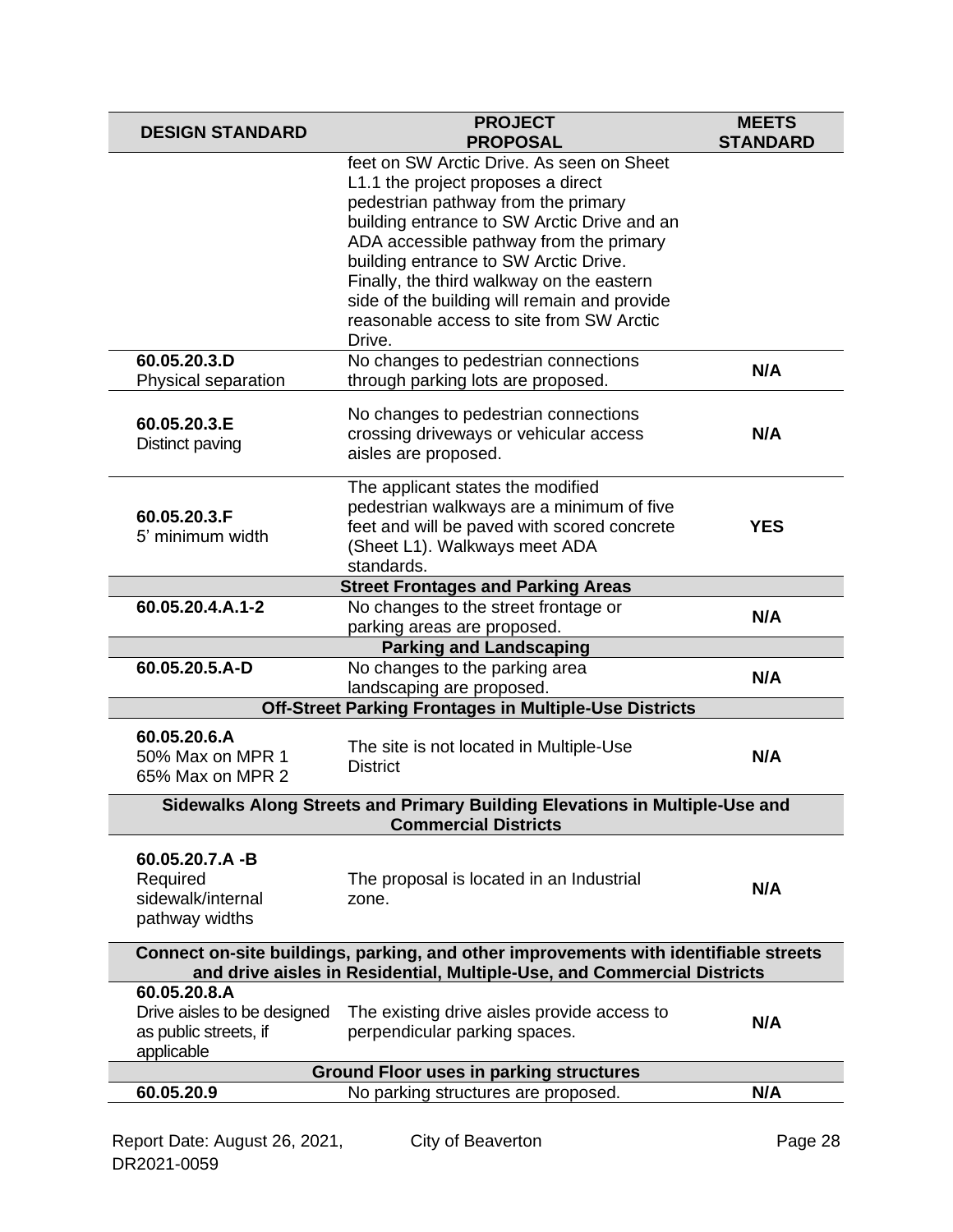| DESIGN STANDARD | PROJECT PROPOSAL | MEETS STANDARD |
|---|---|---|
| | feet on SW Arctic Drive. As seen on Sheet L1.1 the project proposes a direct pedestrian pathway from the primary building entrance to SW Arctic Drive and an ADA accessible pathway from the primary building entrance to SW Arctic Drive. Finally, the third walkway on the eastern side of the building will remain and provide reasonable access to site from SW Arctic Drive. | |
| **60.05.20.3.D** Physical separation | No changes to pedestrian connections through parking lots are proposed. | **N/A** |
| **60.05.20.3.E** Distinct paving | No changes to pedestrian connections crossing driveways or vehicular access aisles are proposed. | **N/A** |
| **60.05.20.3.F** 5' minimum width | The applicant states the modified pedestrian walkways are a minimum of five feet and will be paved with scored concrete (Sheet L1). Walkways meet ADA standards. | **YES** |
| **Street Frontages and Parking Areas** | | |
| **60.05.20.4.A.1-2** | No changes to the street frontage or parking areas are proposed. | **N/A** |
| **Parking and Landscaping** | | |
| **60.05.20.5.A-D** | No changes to the parking area landscaping are proposed. | **N/A** |
| **Off-Street Parking Frontages in Multiple-Use Districts** | | |
| **60.05.20.6.A** 50% Max on MPR 1 65% Max on MPR 2 | The site is not located in Multiple-Use District | **N/A** |
| **Sidewalks Along Streets and Primary Building Elevations in Multiple-Use and Commercial Districts** | | |
| **60.05.20.7.A -B** Required sidewalk/internal pathway widths | The proposal is located in an Industrial zone. | **N/A** |
| **Connect on-site buildings, parking, and other improvements with identifiable streets and drive aisles in Residential, Multiple-Use, and Commercial Districts** | | |
| **60.05.20.8.A** Drive aisles to be designed as public streets, if applicable | The existing drive aisles provide access to perpendicular parking spaces. | **N/A** |
| **Ground Floor uses in parking structures** | | |
| **60.05.20.9** | No parking structures are proposed. | **N/A** |

Report Date: August 26, 2021, DR2021-0059 — City of Beaverton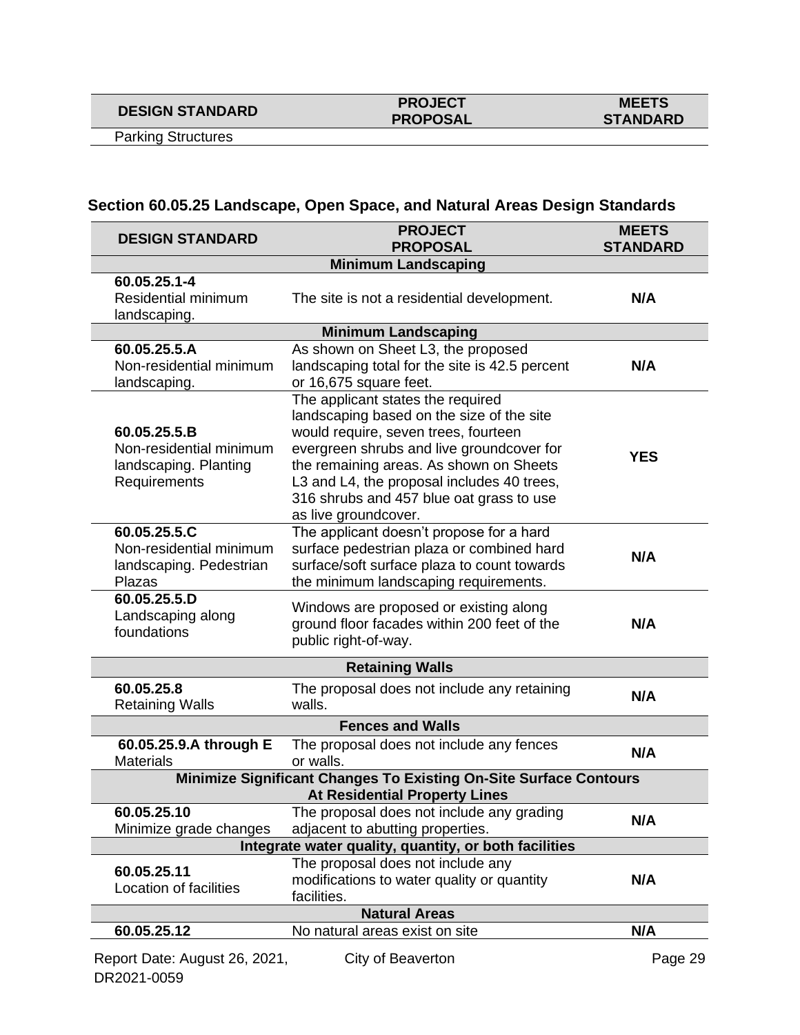| DESIGN STANDARD | PROJECT PROPOSAL | MEETS STANDARD |
|---|---|---|
| Parking Structures | | |

### Section 60.05.25 Landscape, Open Space, and Natural Areas Design Standards

| DESIGN STANDARD | PROJECT PROPOSAL | MEETS STANDARD |
|---|---|---|
| **Minimum Landscaping** | | |
| **60.05.25.1-4** Residential minimum landscaping. | The site is not a residential development. | **N/A** |
| **Minimum Landscaping** | | |
| **60.05.25.5.A** Non-residential minimum landscaping. | As shown on Sheet L3, the proposed landscaping total for the site is 42.5 percent or 16,675 square feet. | **N/A** |
| **60.05.25.5.B** Non-residential minimum landscaping. Planting Requirements | The applicant states the required landscaping based on the size of the site would require, seven trees, fourteen evergreen shrubs and live groundcover for the remaining areas. As shown on Sheets L3 and L4, the proposal includes 40 trees, 316 shrubs and 457 blue oat grass to use as live groundcover. | **YES** |
| **60.05.25.5.C** Non-residential minimum landscaping. Pedestrian Plazas | The applicant doesn't propose for a hard surface pedestrian plaza or combined hard surface/soft surface plaza to count towards the minimum landscaping requirements. | **N/A** |
| **60.05.25.5.D** Landscaping along foundations | Windows are proposed or existing along ground floor facades within 200 feet of the public right-of-way. | **N/A** |
| **Retaining Walls** | | |
| **60.05.25.8** Retaining Walls | The proposal does not include any retaining walls. | **N/A** |
| **Fences and Walls** | | |
| **60.05.25.9.A through E** Materials | The proposal does not include any fences or walls. | **N/A** |
| **Minimize Significant Changes To Existing On-Site Surface Contours At Residential Property Lines** | | |
| **60.05.25.10** Minimize grade changes | The proposal does not include any grading adjacent to abutting properties. | **N/A** |
| **Integrate water quality, quantity, or both facilities** | | |
| **60.05.25.11** Location of facilities | The proposal does not include any modifications to water quality or quantity facilities. | **N/A** |
| **Natural Areas** | | |
| **60.05.25.12** | No natural areas exist on site | **N/A** |

Report Date: August 26, 2021, DR2021-0059 — City of Beaverton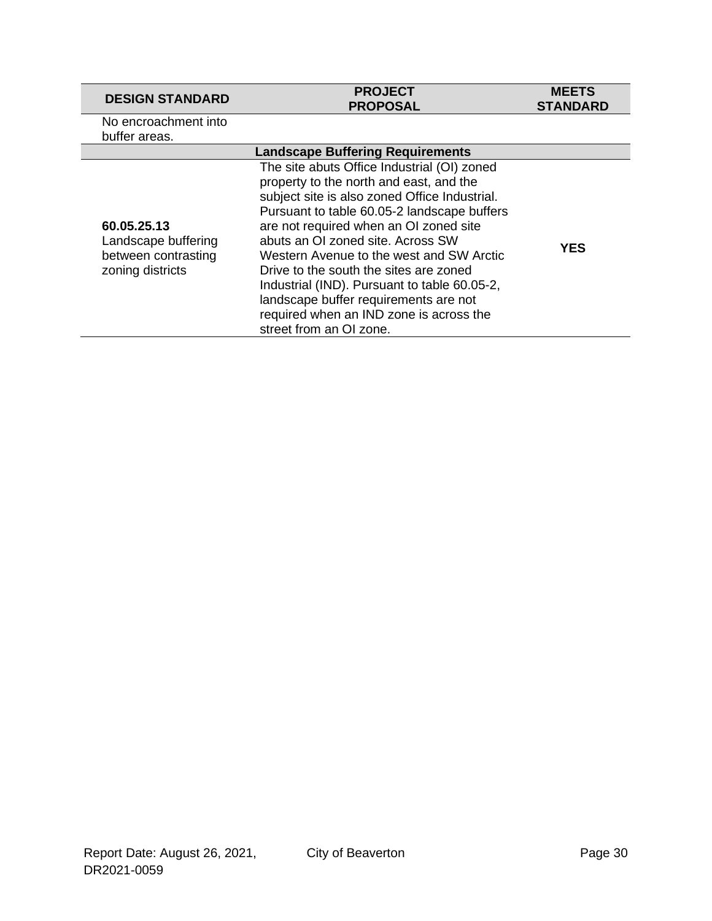| DESIGN STANDARD | PROJECT PROPOSAL | MEETS STANDARD |
|---|---|---|
| No encroachment into buffer areas. | | |
| **Landscape Buffering Requirements** | | |
| **60.05.25.13** Landscape buffering between contrasting zoning districts | The site abuts Office Industrial (OI) zoned property to the north and east, and the subject site is also zoned Office Industrial. Pursuant to table 60.05-2 landscape buffers are not required when an OI zoned site abuts an OI zoned site. Across SW Western Avenue to the west and SW Arctic Drive to the south the sites are zoned Industrial (IND). Pursuant to table 60.05-2, landscape buffer requirements are not required when an IND zone is across the street from an OI zone. | **YES** |

Report Date: August 26, 2021, DR2021-0059 City of Beaverton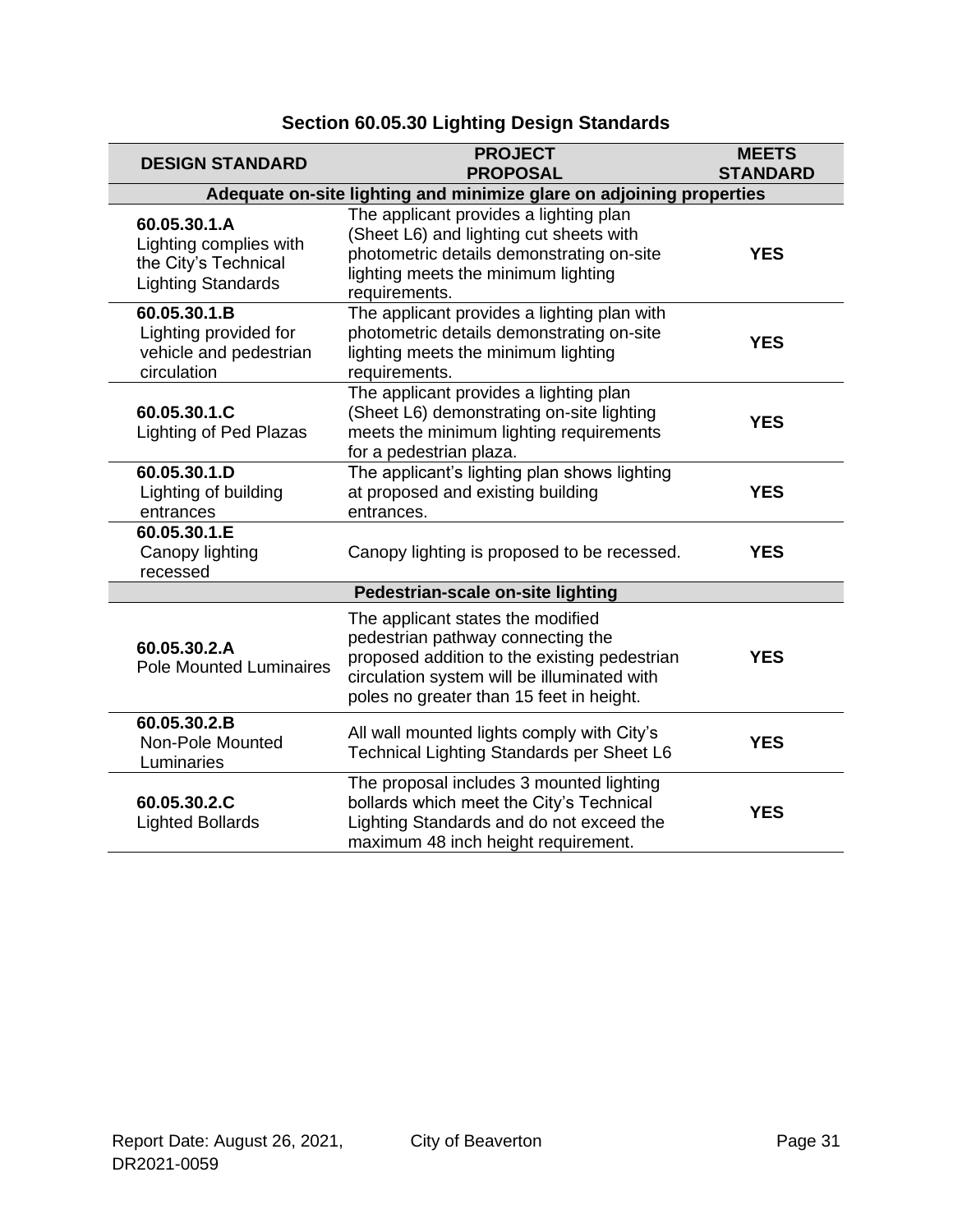## Section 60.05.30 Lighting Design Standards

| DESIGN STANDARD | PROJECT PROPOSAL | MEETS STANDARD |
|---|---|---|
| **Adequate on-site lighting and minimize glare on adjoining properties** | | |
| **60.05.30.1.A** Lighting complies with the City's Technical Lighting Standards | The applicant provides a lighting plan (Sheet L6) and lighting cut sheets with photometric details demonstrating on-site lighting meets the minimum lighting requirements. | **YES** |
| **60.05.30.1.B** Lighting provided for vehicle and pedestrian circulation | The applicant provides a lighting plan with photometric details demonstrating on-site lighting meets the minimum lighting requirements. | **YES** |
| **60.05.30.1.C** Lighting of Ped Plazas | The applicant provides a lighting plan (Sheet L6) demonstrating on-site lighting meets the minimum lighting requirements for a pedestrian plaza. | **YES** |
| **60.05.30.1.D** Lighting of building entrances | The applicant's lighting plan shows lighting at proposed and existing building entrances. | **YES** |
| **60.05.30.1.E** Canopy lighting recessed | Canopy lighting is proposed to be recessed. | **YES** |
| **Pedestrian-scale on-site lighting** | | |
| **60.05.30.2.A** Pole Mounted Luminaires | The applicant states the modified pedestrian pathway connecting the proposed addition to the existing pedestrian circulation system will be illuminated with poles no greater than 15 feet in height. | **YES** |
| **60.05.30.2.B** Non-Pole Mounted Luminaries | All wall mounted lights comply with City's Technical Lighting Standards per Sheet L6 | **YES** |
| **60.05.30.2.C** Lighted Bollards | The proposal includes 3 mounted lighting bollards which meet the City's Technical Lighting Standards and do not exceed the maximum 48 inch height requirement. | **YES** |

Report Date: August 26, 2021, DR2021-0059 — City of Beaverton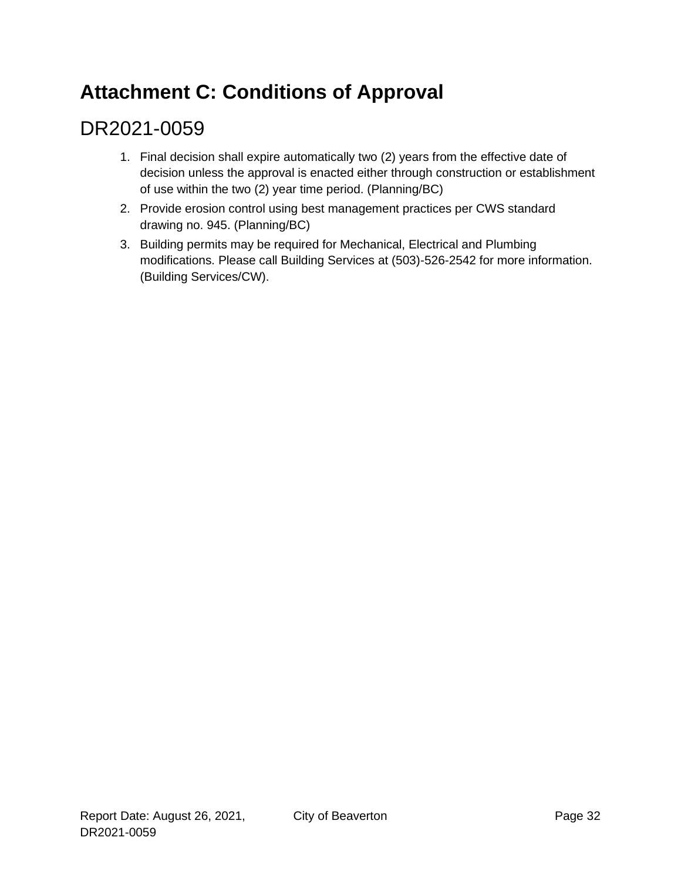# Attachment C: Conditions of Approval

## DR2021-0059

1. Final decision shall expire automatically two (2) years from the effective date of decision unless the approval is enacted either through construction or establishment of use within the two (2) year time period. (Planning/BC)
2. Provide erosion control using best management practices per CWS standard drawing no. 945. (Planning/BC)
3. Building permits may be required for Mechanical, Electrical and Plumbing modifications. Please call Building Services at (503)-526-2542 for more information. (Building Services/CW).